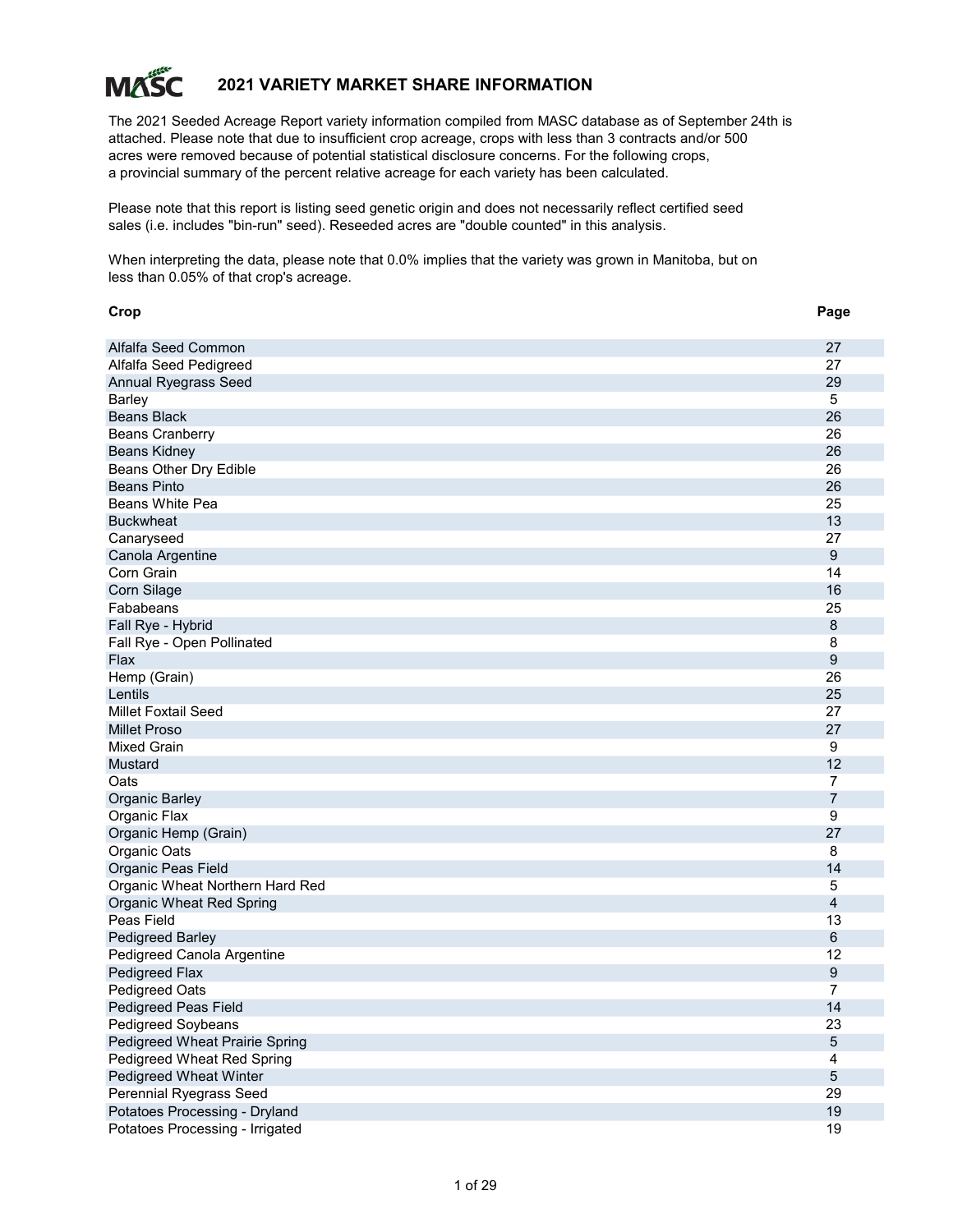# 2021 VARIETY MARKET SHARE INFORMATION

The 2021 Seeded Acreage Report variety information compiled from MASC database as of September 24th is attached. Please note that due to insufficient crop acreage, crops with less than 3 contracts and/or 500 acres were removed because of potential statistical disclosure concerns. For the following crops, a provincial summary of the percent relative acreage for each variety has been calculated.

Please note that this report is listing seed genetic origin and does not necessarily reflect certified seed sales (i.e. includes "bin-run" seed). Reseeded acres are "double counted" in this analysis.

When interpreting the data, please note that 0.0% implies that the variety was grown in Manitoba, but on less than 0.05% of that crop's acreage.

| Crop | Page |
|---|---|
| Alfalfa Seed Common | 27 |
| Alfalfa Seed Pedigreed | 27 |
| Annual Ryegrass Seed | 29 |
| Barley | 5 |
| Beans Black | 26 |
| Beans Cranberry | 26 |
| Beans Kidney | 26 |
| Beans Other Dry Edible | 26 |
| Beans Pinto | 26 |
| Beans White Pea | 25 |
| Buckwheat | 13 |
| Canaryseed | 27 |
| Canola Argentine | 9 |
| Corn Grain | 14 |
| Corn Silage | 16 |
| Fababeans | 25 |
| Fall Rye - Hybrid | 8 |
| Fall Rye - Open Pollinated | 8 |
| Flax | 9 |
| Hemp (Grain) | 26 |
| Lentils | 25 |
| Millet Foxtail Seed | 27 |
| Millet Proso | 27 |
| Mixed Grain | 9 |
| Mustard | 12 |
| Oats | 7 |
| Organic Barley | 7 |
| Organic Flax | 9 |
| Organic Hemp (Grain) | 27 |
| Organic Oats | 8 |
| Organic Peas Field | 14 |
| Organic Wheat Northern Hard Red | 5 |
| Organic Wheat Red Spring | 4 |
| Peas Field | 13 |
| Pedigreed Barley | 6 |
| Pedigreed Canola Argentine | 12 |
| Pedigreed Flax | 9 |
| Pedigreed Oats | 7 |
| Pedigreed Peas Field | 14 |
| Pedigreed Soybeans | 23 |
| Pedigreed Wheat Prairie Spring | 5 |
| Pedigreed Wheat Red Spring | 4 |
| Pedigreed Wheat Winter | 5 |
| Perennial Ryegrass Seed | 29 |
| Potatoes Processing - Dryland | 19 |
| Potatoes Processing - Irrigated | 19 |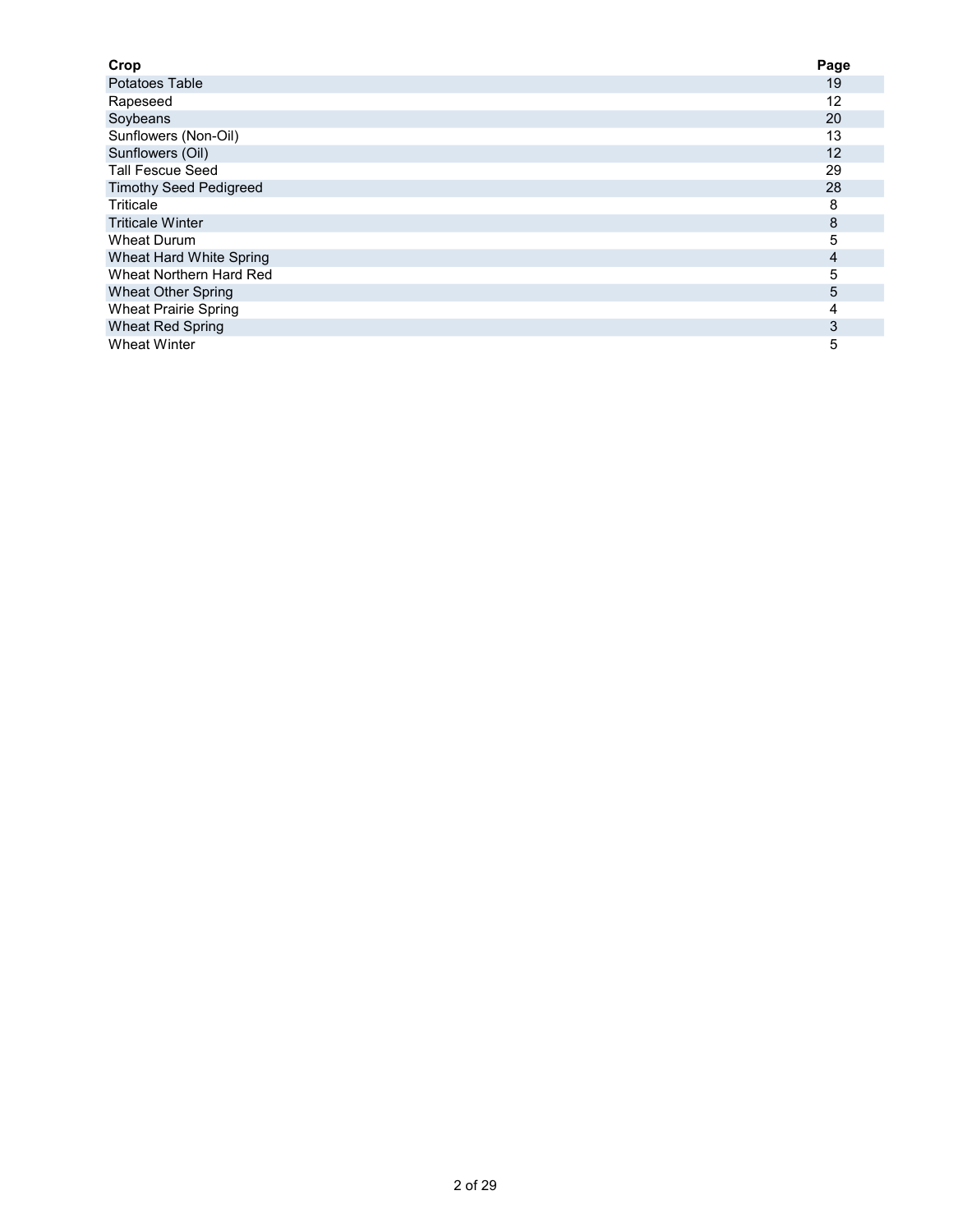| Crop | Page |
| --- | --- |
| Potatoes Table | 19 |
| Rapeseed | 12 |
| Soybeans | 20 |
| Sunflowers (Non-Oil) | 13 |
| Sunflowers (Oil) | 12 |
| Tall Fescue Seed | 29 |
| Timothy Seed Pedigreed | 28 |
| Triticale | 8 |
| Triticale Winter | 8 |
| Wheat Durum | 5 |
| Wheat Hard White Spring | 4 |
| Wheat Northern Hard Red | 5 |
| Wheat Other Spring | 5 |
| Wheat Prairie Spring | 4 |
| Wheat Red Spring | 3 |
| Wheat Winter | 5 |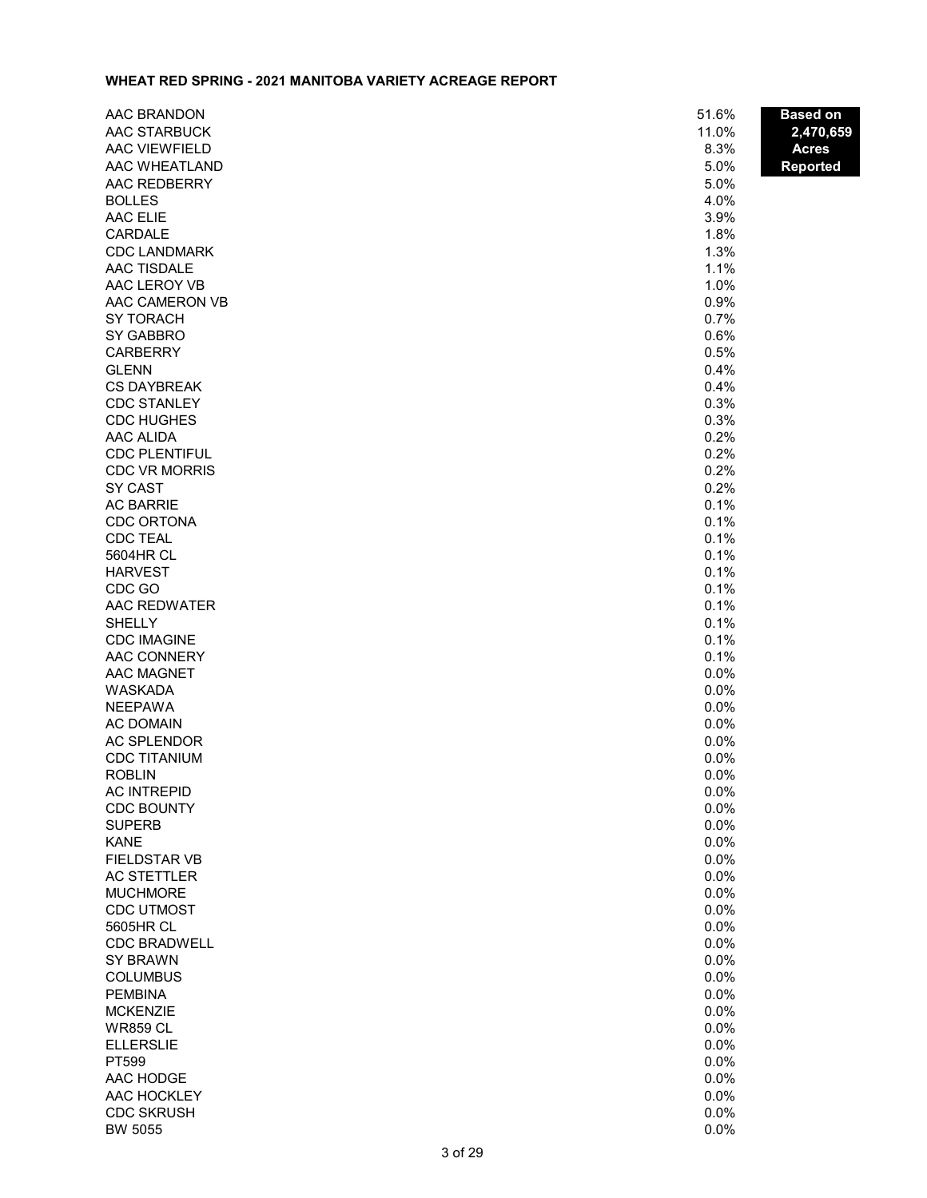# WHEAT RED SPRING - 2021 MANITOBA VARIETY ACREAGE REPORT

**Based on 2,470,659 Acres Reported**

| Variety | Percent |
|---|---|
| AAC BRANDON | 51.6% |
| AAC STARBUCK | 11.0% |
| AAC VIEWFIELD | 8.3% |
| AAC WHEATLAND | 5.0% |
| AAC REDBERRY | 5.0% |
| BOLLES | 4.0% |
| AAC ELIE | 3.9% |
| CARDALE | 1.8% |
| CDC LANDMARK | 1.3% |
| AAC TISDALE | 1.1% |
| AAC LEROY VB | 1.0% |
| AAC CAMERON VB | 0.9% |
| SY TORACH | 0.7% |
| SY GABBRO | 0.6% |
| CARBERRY | 0.5% |
| GLENN | 0.4% |
| CS DAYBREAK | 0.4% |
| CDC STANLEY | 0.3% |
| CDC HUGHES | 0.3% |
| AAC ALIDA | 0.2% |
| CDC PLENTIFUL | 0.2% |
| CDC VR MORRIS | 0.2% |
| SY CAST | 0.2% |
| AC BARRIE | 0.1% |
| CDC ORTONA | 0.1% |
| CDC TEAL | 0.1% |
| 5604HR CL | 0.1% |
| HARVEST | 0.1% |
| CDC GO | 0.1% |
| AAC REDWATER | 0.1% |
| SHELLY | 0.1% |
| CDC IMAGINE | 0.1% |
| AAC CONNERY | 0.1% |
| AAC MAGNET | 0.0% |
| WASKADA | 0.0% |
| NEEPAWA | 0.0% |
| AC DOMAIN | 0.0% |
| AC SPLENDOR | 0.0% |
| CDC TITANIUM | 0.0% |
| ROBLIN | 0.0% |
| AC INTREPID | 0.0% |
| CDC BOUNTY | 0.0% |
| SUPERB | 0.0% |
| KANE | 0.0% |
| FIELDSTAR VB | 0.0% |
| AC STETTLER | 0.0% |
| MUCHMORE | 0.0% |
| CDC UTMOST | 0.0% |
| 5605HR CL | 0.0% |
| CDC BRADWELL | 0.0% |
| SY BRAWN | 0.0% |
| COLUMBUS | 0.0% |
| PEMBINA | 0.0% |
| MCKENZIE | 0.0% |
| WR859 CL | 0.0% |
| ELLERSLIE | 0.0% |
| PT599 | 0.0% |
| AAC HODGE | 0.0% |
| AAC HOCKLEY | 0.0% |
| CDC SKRUSH | 0.0% |
| BW 5055 | 0.0% |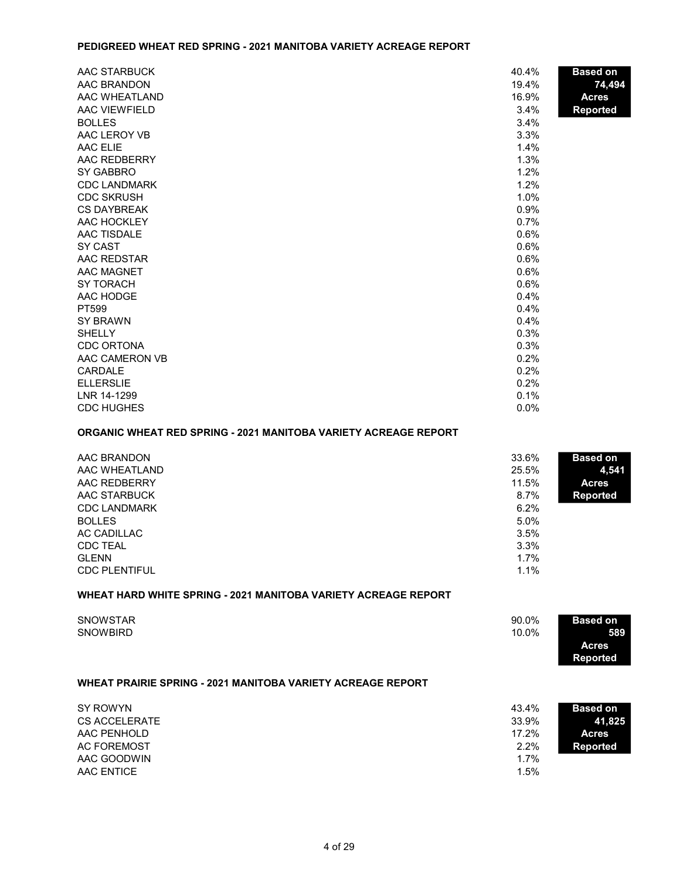## PEDIGREED WHEAT RED SPRING - 2021 MANITOBA VARIETY ACREAGE REPORT

**Based on 74,494 Acres Reported**

| Variety | % |
|---|---|
| AAC STARBUCK | 40.4% |
| AAC BRANDON | 19.4% |
| AAC WHEATLAND | 16.9% |
| AAC VIEWFIELD | 3.4% |
| BOLLES | 3.4% |
| AAC LEROY VB | 3.3% |
| AAC ELIE | 1.4% |
| AAC REDBERRY | 1.3% |
| SY GABBRO | 1.2% |
| CDC LANDMARK | 1.2% |
| CDC SKRUSH | 1.0% |
| CS DAYBREAK | 0.9% |
| AAC HOCKLEY | 0.7% |
| AAC TISDALE | 0.6% |
| SY CAST | 0.6% |
| AAC REDSTAR | 0.6% |
| AAC MAGNET | 0.6% |
| SY TORACH | 0.6% |
| AAC HODGE | 0.4% |
| PT599 | 0.4% |
| SY BRAWN | 0.4% |
| SHELLY | 0.3% |
| CDC ORTONA | 0.3% |
| AAC CAMERON VB | 0.2% |
| CARDALE | 0.2% |
| ELLERSLIE | 0.2% |
| LNR 14-1299 | 0.1% |
| CDC HUGHES | 0.0% |

## ORGANIC WHEAT RED SPRING - 2021 MANITOBA VARIETY ACREAGE REPORT

**Based on 4,541 Acres Reported**

| Variety | % |
|---|---|
| AAC BRANDON | 33.6% |
| AAC WHEATLAND | 25.5% |
| AAC REDBERRY | 11.5% |
| AAC STARBUCK | 8.7% |
| CDC LANDMARK | 6.2% |
| BOLLES | 5.0% |
| AC CADILLAC | 3.5% |
| CDC TEAL | 3.3% |
| GLENN | 1.7% |
| CDC PLENTIFUL | 1.1% |

## WHEAT HARD WHITE SPRING - 2021 MANITOBA VARIETY ACREAGE REPORT

**Based on 589 Acres Reported**

| Variety | % |
|---|---|
| SNOWSTAR | 90.0% |
| SNOWBIRD | 10.0% |

## WHEAT PRAIRIE SPRING - 2021 MANITOBA VARIETY ACREAGE REPORT

**Based on 41,825 Acres Reported**

| Variety | % |
|---|---|
| SY ROWYN | 43.4% |
| CS ACCELERATE | 33.9% |
| AAC PENHOLD | 17.2% |
| AC FOREMOST | 2.2% |
| AAC GOODWIN | 1.7% |
| AAC ENTICE | 1.5% |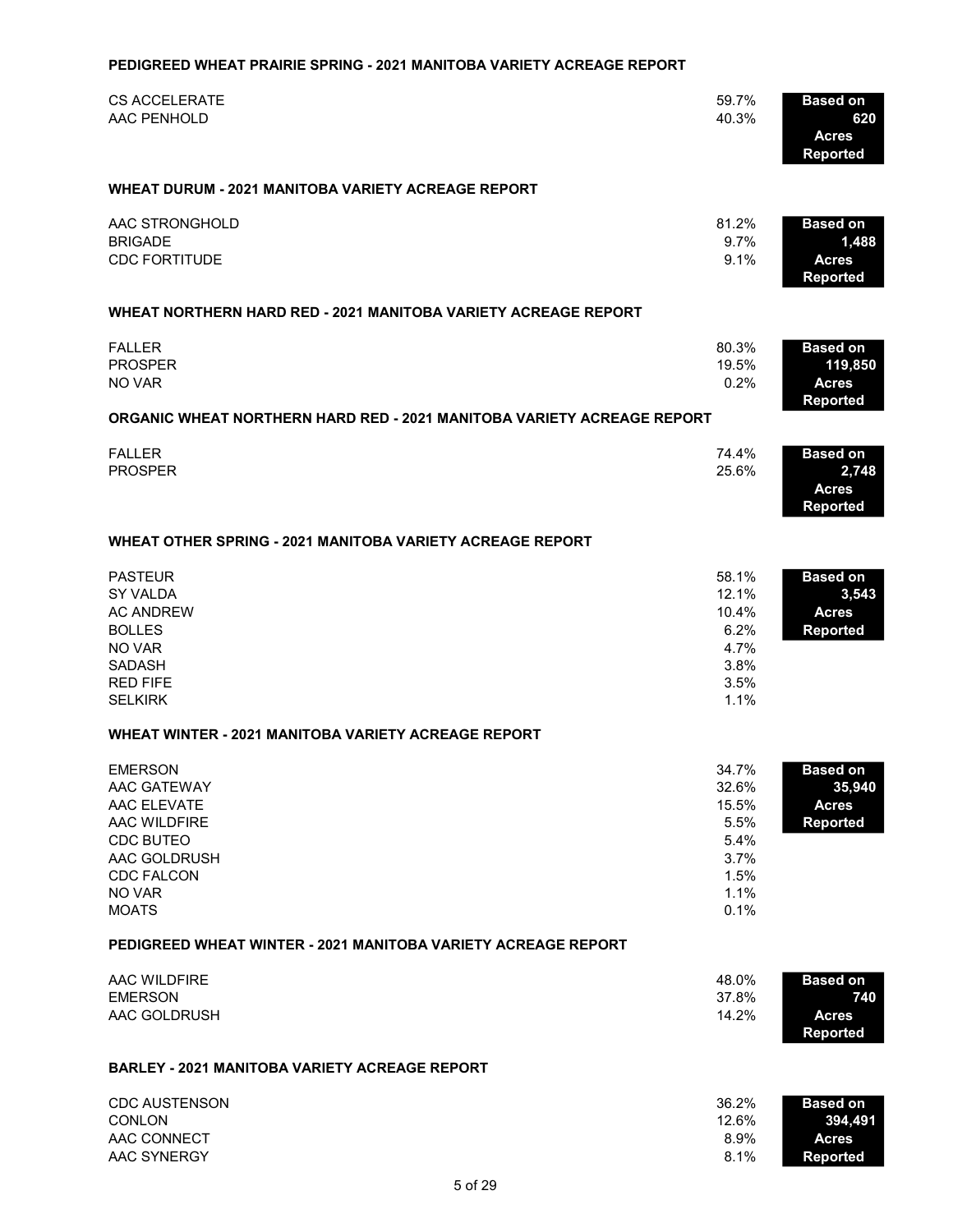## PEDIGREED WHEAT PRAIRIE SPRING - 2021 MANITOBA VARIETY ACREAGE REPORT

| Variety | Percent |
|---|---|
| CS ACCELERATE | 59.7% |
| AAC PENHOLD | 40.3% |

**Based on 620 Acres Reported**

## WHEAT DURUM - 2021 MANITOBA VARIETY ACREAGE REPORT

| Variety | Percent |
|---|---|
| AAC STRONGHOLD | 81.2% |
| BRIGADE | 9.7% |
| CDC FORTITUDE | 9.1% |

**Based on 1,488 Acres Reported**

## WHEAT NORTHERN HARD RED - 2021 MANITOBA VARIETY ACREAGE REPORT

| Variety | Percent |
|---|---|
| FALLER | 80.3% |
| PROSPER | 19.5% |
| NO VAR | 0.2% |

**Based on 119,850 Acres Reported**

## ORGANIC WHEAT NORTHERN HARD RED - 2021 MANITOBA VARIETY ACREAGE REPORT

| Variety | Percent |
|---|---|
| FALLER | 74.4% |
| PROSPER | 25.6% |

**Based on 2,748 Acres Reported**

## WHEAT OTHER SPRING - 2021 MANITOBA VARIETY ACREAGE REPORT

| Variety | Percent |
|---|---|
| PASTEUR | 58.1% |
| SY VALDA | 12.1% |
| AC ANDREW | 10.4% |
| BOLLES | 6.2% |
| NO VAR | 4.7% |
| SADASH | 3.8% |
| RED FIFE | 3.5% |
| SELKIRK | 1.1% |

**Based on 3,543 Acres Reported**

## WHEAT WINTER - 2021 MANITOBA VARIETY ACREAGE REPORT

| Variety | Percent |
|---|---|
| EMERSON | 34.7% |
| AAC GATEWAY | 32.6% |
| AAC ELEVATE | 15.5% |
| AAC WILDFIRE | 5.5% |
| CDC BUTEO | 5.4% |
| AAC GOLDRUSH | 3.7% |
| CDC FALCON | 1.5% |
| NO VAR | 1.1% |
| MOATS | 0.1% |

**Based on 35,940 Acres Reported**

## PEDIGREED WHEAT WINTER - 2021 MANITOBA VARIETY ACREAGE REPORT

| Variety | Percent |
|---|---|
| AAC WILDFIRE | 48.0% |
| EMERSON | 37.8% |
| AAC GOLDRUSH | 14.2% |

**Based on 740 Acres Reported**

## BARLEY - 2021 MANITOBA VARIETY ACREAGE REPORT

| Variety | Percent |
|---|---|
| CDC AUSTENSON | 36.2% |
| CONLON | 12.6% |
| AAC CONNECT | 8.9% |
| AAC SYNERGY | 8.1% |

**Based on 394,491 Acres Reported**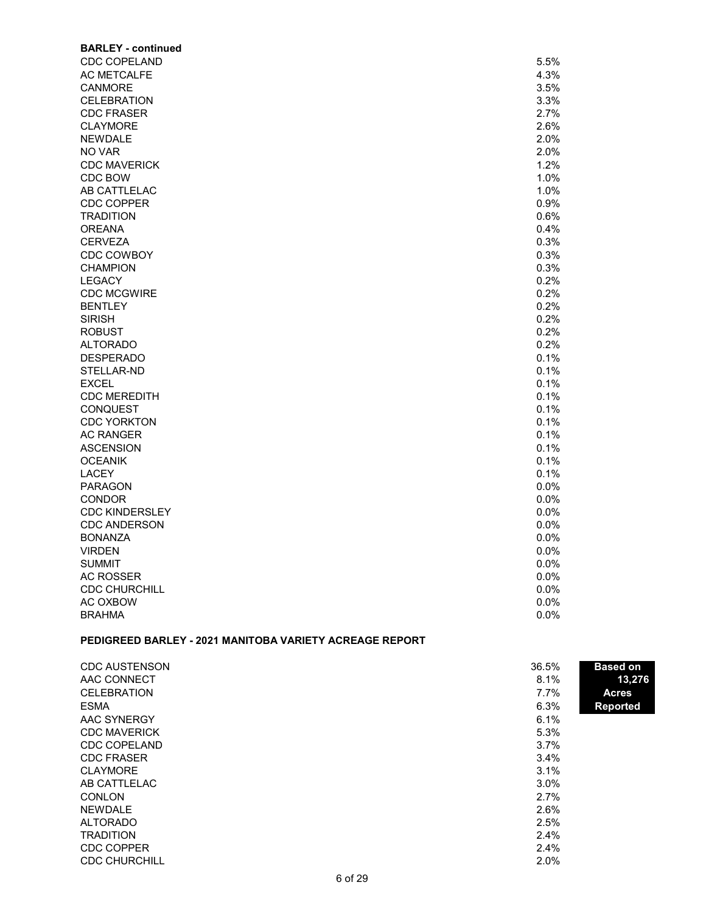**BARLEY - continued**

| | |
|---|---|
| CDC COPELAND | 5.5% |
| AC METCALFE | 4.3% |
| CANMORE | 3.5% |
| CELEBRATION | 3.3% |
| CDC FRASER | 2.7% |
| CLAYMORE | 2.6% |
| NEWDALE | 2.0% |
| NO VAR | 2.0% |
| CDC MAVERICK | 1.2% |
| CDC BOW | 1.0% |
| AB CATTLELAC | 1.0% |
| CDC COPPER | 0.9% |
| TRADITION | 0.6% |
| OREANA | 0.4% |
| CERVEZA | 0.3% |
| CDC COWBOY | 0.3% |
| CHAMPION | 0.3% |
| LEGACY | 0.2% |
| CDC MCGWIRE | 0.2% |
| BENTLEY | 0.2% |
| SIRISH | 0.2% |
| ROBUST | 0.2% |
| ALTORADO | 0.2% |
| DESPERADO | 0.1% |
| STELLAR-ND | 0.1% |
| EXCEL | 0.1% |
| CDC MEREDITH | 0.1% |
| CONQUEST | 0.1% |
| CDC YORKTON | 0.1% |
| AC RANGER | 0.1% |
| ASCENSION | 0.1% |
| OCEANIK | 0.1% |
| LACEY | 0.1% |
| PARAGON | 0.0% |
| CONDOR | 0.0% |
| CDC KINDERSLEY | 0.0% |
| CDC ANDERSON | 0.0% |
| BONANZA | 0.0% |
| VIRDEN | 0.0% |
| SUMMIT | 0.0% |
| AC ROSSER | 0.0% |
| CDC CHURCHILL | 0.0% |
| AC OXBOW | 0.0% |
| BRAHMA | 0.0% |

**PEDIGREED BARLEY - 2021 MANITOBA VARIETY ACREAGE REPORT**

**Based on 13,276 Acres Reported**

| | |
|---|---|
| CDC AUSTENSON | 36.5% |
| AAC CONNECT | 8.1% |
| CELEBRATION | 7.7% |
| ESMA | 6.3% |
| AAC SYNERGY | 6.1% |
| CDC MAVERICK | 5.3% |
| CDC COPELAND | 3.7% |
| CDC FRASER | 3.4% |
| CLAYMORE | 3.1% |
| AB CATTLELAC | 3.0% |
| CONLON | 2.7% |
| NEWDALE | 2.6% |
| ALTORADO | 2.5% |
| TRADITION | 2.4% |
| CDC COPPER | 2.4% |
| CDC CHURCHILL | 2.0% |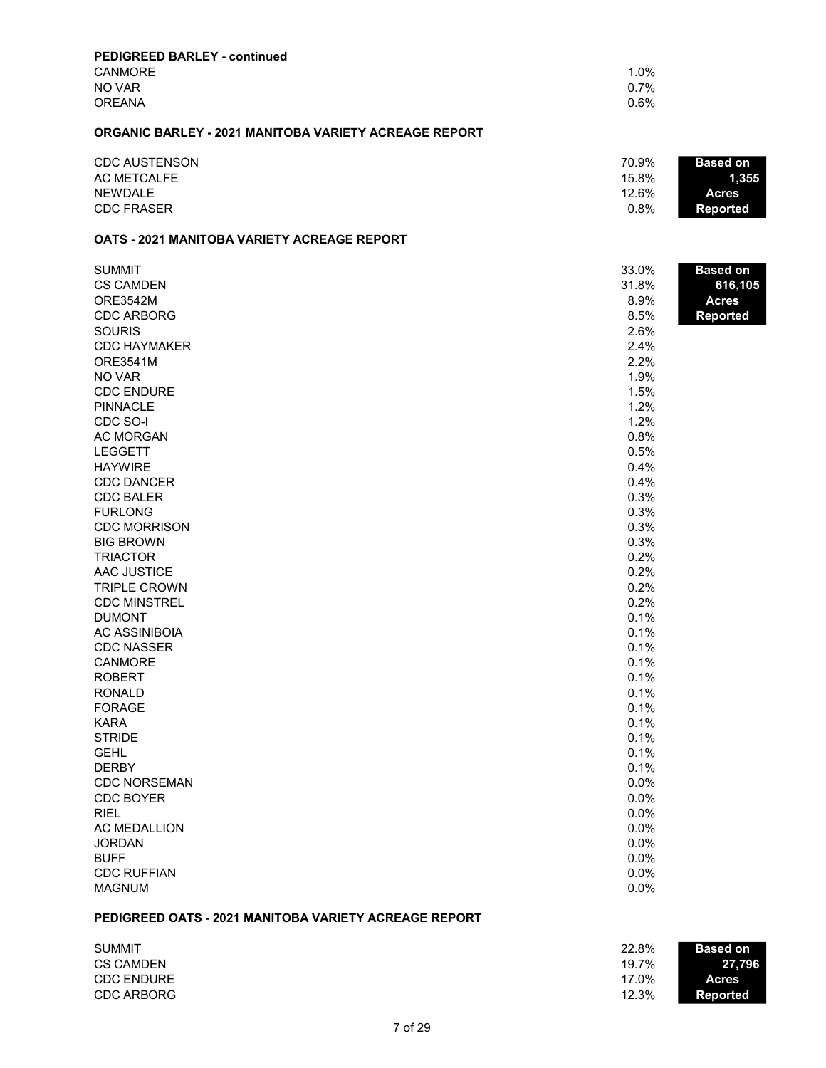**PEDIGREED BARLEY - continued**

| | |
|---|---|
| CANMORE | 1.0% |
| NO VAR | 0.7% |
| OREANA | 0.6% |

**ORGANIC BARLEY - 2021 MANITOBA VARIETY ACREAGE REPORT**

Based on 1,355 Acres Reported

| | |
|---|---|
| CDC AUSTENSON | 70.9% |
| AC METCALFE | 15.8% |
| NEWDALE | 12.6% |
| CDC FRASER | 0.8% |

**OATS - 2021 MANITOBA VARIETY ACREAGE REPORT**

Based on 616,105 Acres Reported

| | |
|---|---|
| SUMMIT | 33.0% |
| CS CAMDEN | 31.8% |
| ORE3542M | 8.9% |
| CDC ARBORG | 8.5% |
| SOURIS | 2.6% |
| CDC HAYMAKER | 2.4% |
| ORE3541M | 2.2% |
| NO VAR | 1.9% |
| CDC ENDURE | 1.5% |
| PINNACLE | 1.2% |
| CDC SO-I | 1.2% |
| AC MORGAN | 0.8% |
| LEGGETT | 0.5% |
| HAYWIRE | 0.4% |
| CDC DANCER | 0.4% |
| CDC BALER | 0.3% |
| FURLONG | 0.3% |
| CDC MORRISON | 0.3% |
| BIG BROWN | 0.3% |
| TRIACTOR | 0.2% |
| AAC JUSTICE | 0.2% |
| TRIPLE CROWN | 0.2% |
| CDC MINSTREL | 0.2% |
| DUMONT | 0.1% |
| AC ASSINIBOIA | 0.1% |
| CDC NASSER | 0.1% |
| CANMORE | 0.1% |
| ROBERT | 0.1% |
| RONALD | 0.1% |
| FORAGE | 0.1% |
| KARA | 0.1% |
| STRIDE | 0.1% |
| GEHL | 0.1% |
| DERBY | 0.1% |
| CDC NORSEMAN | 0.0% |
| CDC BOYER | 0.0% |
| RIEL | 0.0% |
| AC MEDALLION | 0.0% |
| JORDAN | 0.0% |
| BUFF | 0.0% |
| CDC RUFFIAN | 0.0% |
| MAGNUM | 0.0% |

**PEDIGREED OATS - 2021 MANITOBA VARIETY ACREAGE REPORT**

Based on 27,796 Acres Reported

| | |
|---|---|
| SUMMIT | 22.8% |
| CS CAMDEN | 19.7% |
| CDC ENDURE | 17.0% |
| CDC ARBORG | 12.3% |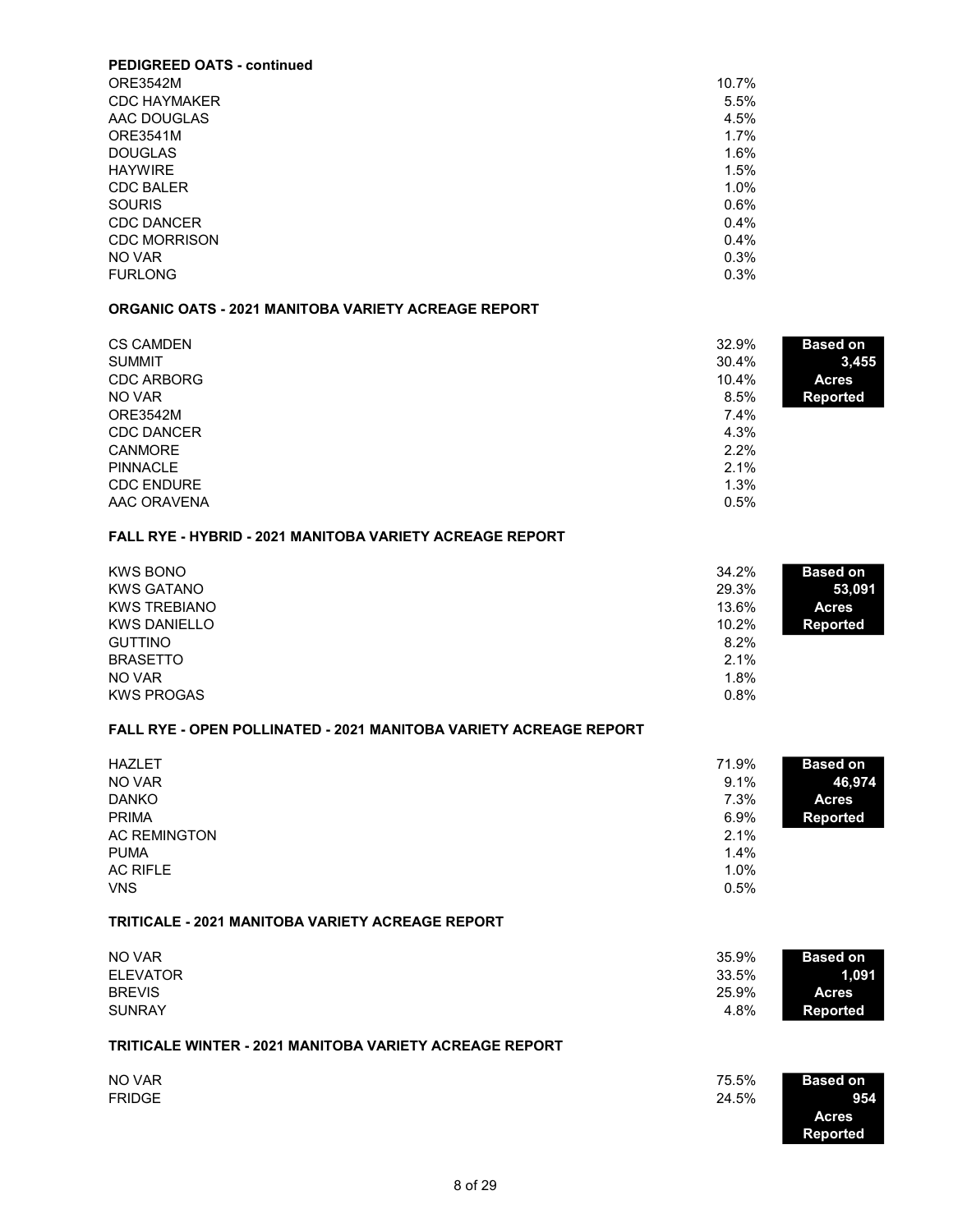**PEDIGREED OATS - continued**

| Variety | % |
|---|---|
| ORE3542M | 10.7% |
| CDC HAYMAKER | 5.5% |
| AAC DOUGLAS | 4.5% |
| ORE3541M | 1.7% |
| DOUGLAS | 1.6% |
| HAYWIRE | 1.5% |
| CDC BALER | 1.0% |
| SOURIS | 0.6% |
| CDC DANCER | 0.4% |
| CDC MORRISON | 0.4% |
| NO VAR | 0.3% |
| FURLONG | 0.3% |

**ORGANIC OATS - 2021 MANITOBA VARIETY ACREAGE REPORT**

| Variety | % |
|---|---|
| CS CAMDEN | 32.9% |
| SUMMIT | 30.4% |
| CDC ARBORG | 10.4% |
| NO VAR | 8.5% |
| ORE3542M | 7.4% |
| CDC DANCER | 4.3% |
| CANMORE | 2.2% |
| PINNACLE | 2.1% |
| CDC ENDURE | 1.3% |
| AAC ORAVENA | 0.5% |

**Based on 3,455 Acres Reported**

**FALL RYE - HYBRID - 2021 MANITOBA VARIETY ACREAGE REPORT**

| Variety | % |
|---|---|
| KWS BONO | 34.2% |
| KWS GATANO | 29.3% |
| KWS TREBIANO | 13.6% |
| KWS DANIELLO | 10.2% |
| GUTTINO | 8.2% |
| BRASETTO | 2.1% |
| NO VAR | 1.8% |
| KWS PROGAS | 0.8% |

**Based on 53,091 Acres Reported**

**FALL RYE - OPEN POLLINATED - 2021 MANITOBA VARIETY ACREAGE REPORT**

| Variety | % |
|---|---|
| HAZLET | 71.9% |
| NO VAR | 9.1% |
| DANKO | 7.3% |
| PRIMA | 6.9% |
| AC REMINGTON | 2.1% |
| PUMA | 1.4% |
| AC RIFLE | 1.0% |
| VNS | 0.5% |

**Based on 46,974 Acres Reported**

**TRITICALE - 2021 MANITOBA VARIETY ACREAGE REPORT**

| Variety | % |
|---|---|
| NO VAR | 35.9% |
| ELEVATOR | 33.5% |
| BREVIS | 25.9% |
| SUNRAY | 4.8% |

**Based on 1,091 Acres Reported**

**TRITICALE WINTER - 2021 MANITOBA VARIETY ACREAGE REPORT**

| Variety | % |
|---|---|
| NO VAR | 75.5% |
| FRIDGE | 24.5% |

**Based on 954 Acres Reported**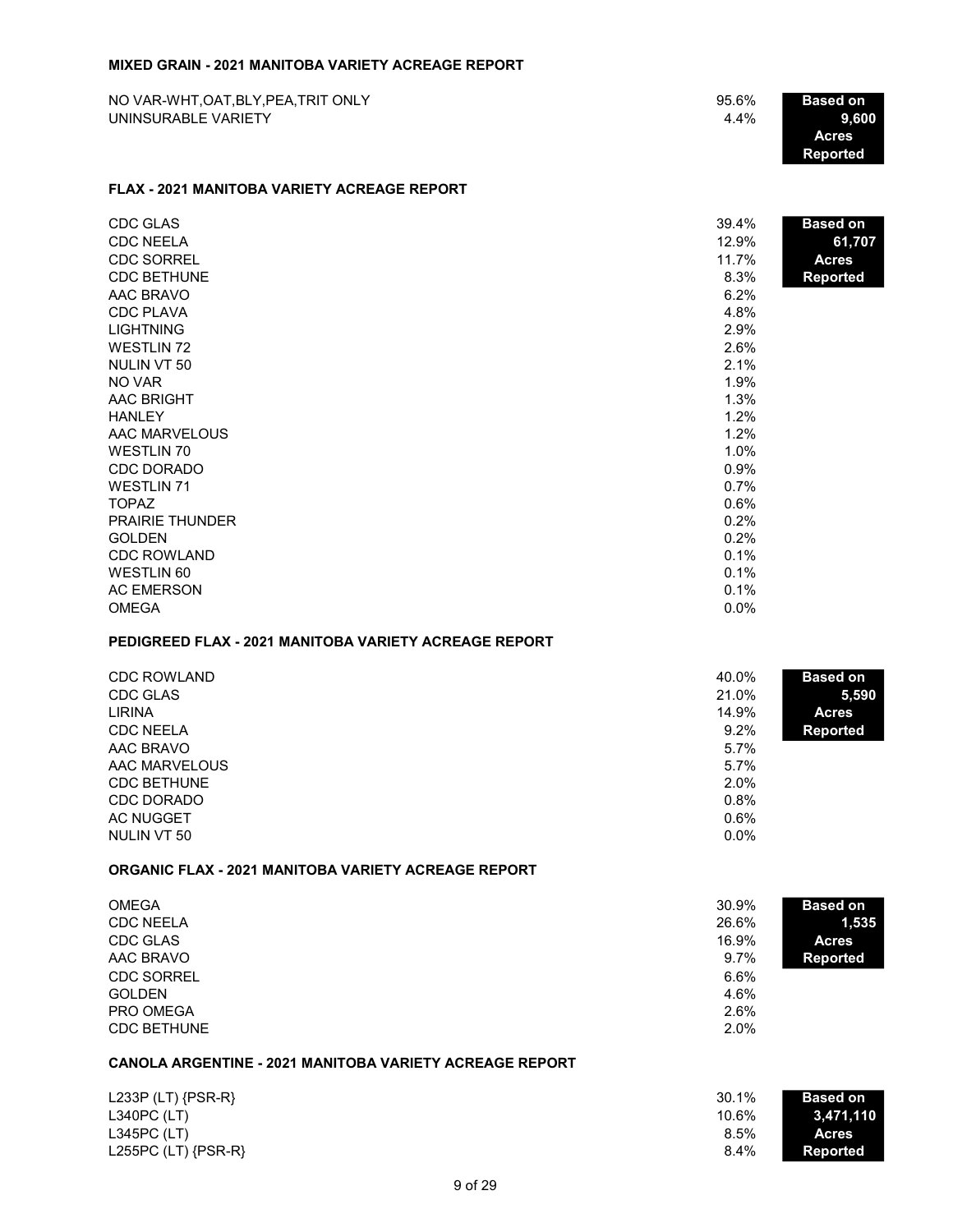### MIXED GRAIN - 2021 MANITOBA VARIETY ACREAGE REPORT

| Variety | Percent | |
|---|---|---|
| NO VAR-WHT,OAT,BLY,PEA,TRIT ONLY | 95.6% | **Based on 9,600 Acres Reported** |
| UNINSURABLE VARIETY | 4.4% | |

### FLAX - 2021 MANITOBA VARIETY ACREAGE REPORT

| Variety | Percent | |
|---|---|---|
| CDC GLAS | 39.4% | **Based on 61,707 Acres Reported** |
| CDC NEELA | 12.9% | |
| CDC SORREL | 11.7% | |
| CDC BETHUNE | 8.3% | |
| AAC BRAVO | 6.2% | |
| CDC PLAVA | 4.8% | |
| LIGHTNING | 2.9% | |
| WESTLIN 72 | 2.6% | |
| NULIN VT 50 | 2.1% | |
| NO VAR | 1.9% | |
| AAC BRIGHT | 1.3% | |
| HANLEY | 1.2% | |
| AAC MARVELOUS | 1.2% | |
| WESTLIN 70 | 1.0% | |
| CDC DORADO | 0.9% | |
| WESTLIN 71 | 0.7% | |
| TOPAZ | 0.6% | |
| PRAIRIE THUNDER | 0.2% | |
| GOLDEN | 0.2% | |
| CDC ROWLAND | 0.1% | |
| WESTLIN 60 | 0.1% | |
| AC EMERSON | 0.1% | |
| OMEGA | 0.0% | |

### PEDIGREED FLAX - 2021 MANITOBA VARIETY ACREAGE REPORT

| Variety | Percent | |
|---|---|---|
| CDC ROWLAND | 40.0% | **Based on 5,590 Acres Reported** |
| CDC GLAS | 21.0% | |
| LIRINA | 14.9% | |
| CDC NEELA | 9.2% | |
| AAC BRAVO | 5.7% | |
| AAC MARVELOUS | 5.7% | |
| CDC BETHUNE | 2.0% | |
| CDC DORADO | 0.8% | |
| AC NUGGET | 0.6% | |
| NULIN VT 50 | 0.0% | |

### ORGANIC FLAX - 2021 MANITOBA VARIETY ACREAGE REPORT

| Variety | Percent | |
|---|---|---|
| OMEGA | 30.9% | **Based on 1,535 Acres Reported** |
| CDC NEELA | 26.6% | |
| CDC GLAS | 16.9% | |
| AAC BRAVO | 9.7% | |
| CDC SORREL | 6.6% | |
| GOLDEN | 4.6% | |
| PRO OMEGA | 2.6% | |
| CDC BETHUNE | 2.0% | |

### CANOLA ARGENTINE - 2021 MANITOBA VARIETY ACREAGE REPORT

| Variety | Percent | |
|---|---|---|
| L233P (LT) {PSR-R} | 30.1% | **Based on 3,471,110 Acres Reported** |
| L340PC (LT) | 10.6% | |
| L345PC (LT) | 8.5% | |
| L255PC (LT) {PSR-R} | 8.4% | |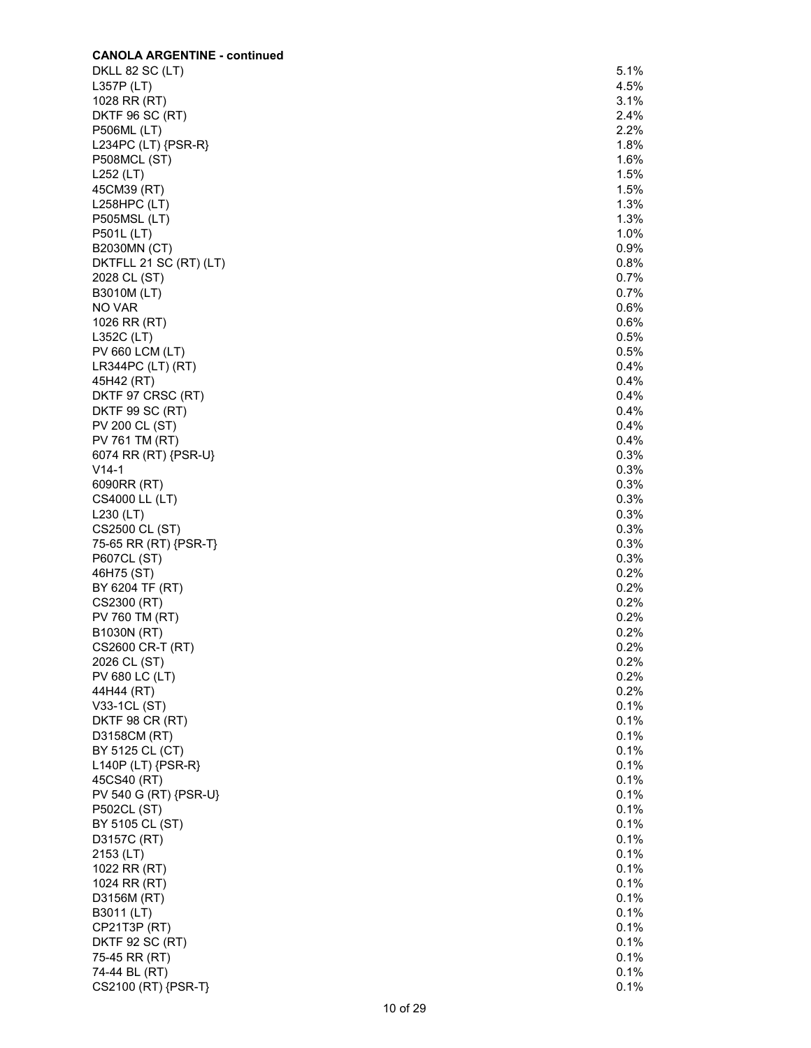**CANOLA ARGENTINE - continued**

| | |
|---|---|
| DKLL 82 SC (LT) | 5.1% |
| L357P (LT) | 4.5% |
| 1028 RR (RT) | 3.1% |
| DKTF 96 SC (RT) | 2.4% |
| P506ML (LT) | 2.2% |
| L234PC (LT) {PSR-R} | 1.8% |
| P508MCL (ST) | 1.6% |
| L252 (LT) | 1.5% |
| 45CM39 (RT) | 1.5% |
| L258HPC (LT) | 1.3% |
| P505MSL (LT) | 1.3% |
| P501L (LT) | 1.0% |
| B2030MN (CT) | 0.9% |
| DKTFLL 21 SC (RT) (LT) | 0.8% |
| 2028 CL (ST) | 0.7% |
| B3010M (LT) | 0.7% |
| NO VAR | 0.6% |
| 1026 RR (RT) | 0.6% |
| L352C (LT) | 0.5% |
| PV 660 LCM (LT) | 0.5% |
| LR344PC (LT) (RT) | 0.4% |
| 45H42 (RT) | 0.4% |
| DKTF 97 CRSC (RT) | 0.4% |
| DKTF 99 SC (RT) | 0.4% |
| PV 200 CL (ST) | 0.4% |
| PV 761 TM (RT) | 0.4% |
| 6074 RR (RT) {PSR-U} | 0.3% |
| V14-1 | 0.3% |
| 6090RR (RT) | 0.3% |
| CS4000 LL (LT) | 0.3% |
| L230 (LT) | 0.3% |
| CS2500 CL (ST) | 0.3% |
| 75-65 RR (RT) {PSR-T} | 0.3% |
| P607CL (ST) | 0.3% |
| 46H75 (ST) | 0.2% |
| BY 6204 TF (RT) | 0.2% |
| CS2300 (RT) | 0.2% |
| PV 760 TM (RT) | 0.2% |
| B1030N (RT) | 0.2% |
| CS2600 CR-T (RT) | 0.2% |
| 2026 CL (ST) | 0.2% |
| PV 680 LC (LT) | 0.2% |
| 44H44 (RT) | 0.2% |
| V33-1CL (ST) | 0.1% |
| DKTF 98 CR (RT) | 0.1% |
| D3158CM (RT) | 0.1% |
| BY 5125 CL (CT) | 0.1% |
| L140P (LT) {PSR-R} | 0.1% |
| 45CS40 (RT) | 0.1% |
| PV 540 G (RT) {PSR-U} | 0.1% |
| P502CL (ST) | 0.1% |
| BY 5105 CL (ST) | 0.1% |
| D3157C (RT) | 0.1% |
| 2153 (LT) | 0.1% |
| 1022 RR (RT) | 0.1% |
| 1024 RR (RT) | 0.1% |
| D3156M (RT) | 0.1% |
| B3011 (LT) | 0.1% |
| CP21T3P (RT) | 0.1% |
| DKTF 92 SC (RT) | 0.1% |
| 75-45 RR (RT) | 0.1% |
| 74-44 BL (RT) | 0.1% |
| CS2100 (RT) {PSR-T} | 0.1% |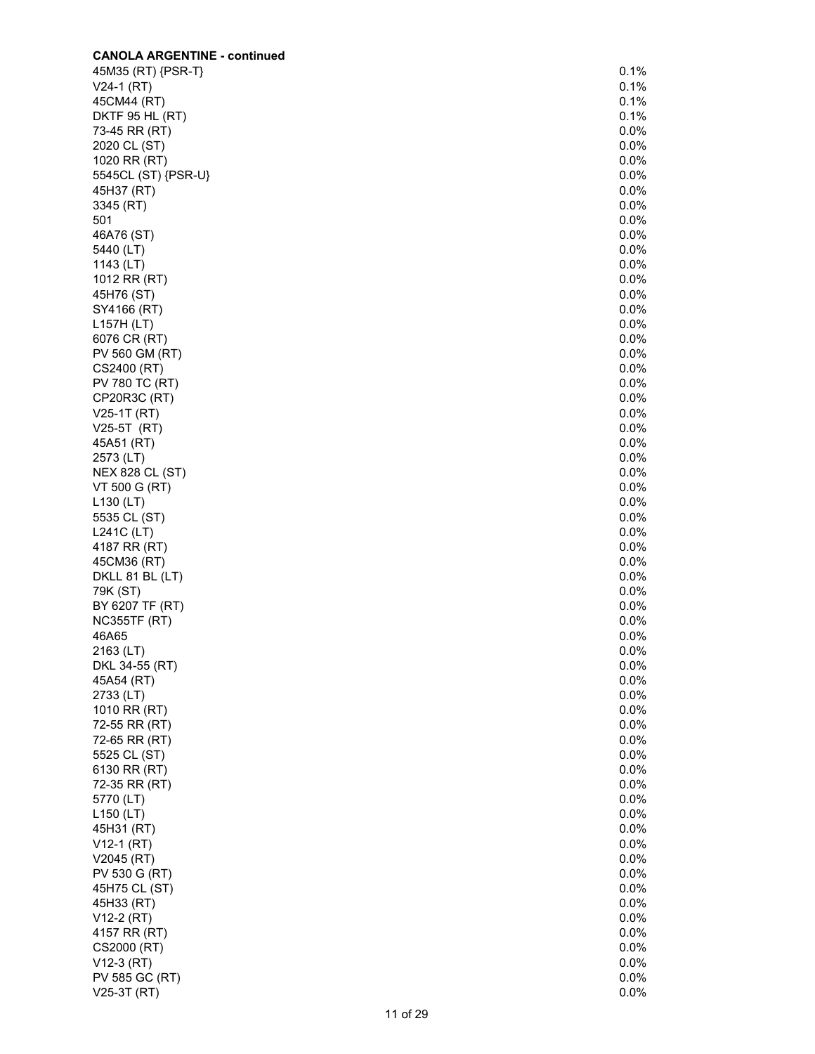**CANOLA ARGENTINE - continued**

| | |
|---|---|
| 45M35 (RT) {PSR-T} | 0.1% |
| V24-1 (RT) | 0.1% |
| 45CM44 (RT) | 0.1% |
| DKTF 95 HL (RT) | 0.1% |
| 73-45 RR (RT) | 0.0% |
| 2020 CL (ST) | 0.0% |
| 1020 RR (RT) | 0.0% |
| 5545CL (ST) {PSR-U} | 0.0% |
| 45H37 (RT) | 0.0% |
| 3345 (RT) | 0.0% |
| 501 | 0.0% |
| 46A76 (ST) | 0.0% |
| 5440 (LT) | 0.0% |
| 1143 (LT) | 0.0% |
| 1012 RR (RT) | 0.0% |
| 45H76 (ST) | 0.0% |
| SY4166 (RT) | 0.0% |
| L157H (LT) | 0.0% |
| 6076 CR (RT) | 0.0% |
| PV 560 GM (RT) | 0.0% |
| CS2400 (RT) | 0.0% |
| PV 780 TC (RT) | 0.0% |
| CP20R3C (RT) | 0.0% |
| V25-1T (RT) | 0.0% |
| V25-5T (RT) | 0.0% |
| 45A51 (RT) | 0.0% |
| 2573 (LT) | 0.0% |
| NEX 828 CL (ST) | 0.0% |
| VT 500 G (RT) | 0.0% |
| L130 (LT) | 0.0% |
| 5535 CL (ST) | 0.0% |
| L241C (LT) | 0.0% |
| 4187 RR (RT) | 0.0% |
| 45CM36 (RT) | 0.0% |
| DKLL 81 BL (LT) | 0.0% |
| 79K (ST) | 0.0% |
| BY 6207 TF (RT) | 0.0% |
| NC355TF (RT) | 0.0% |
| 46A65 | 0.0% |
| 2163 (LT) | 0.0% |
| DKL 34-55 (RT) | 0.0% |
| 45A54 (RT) | 0.0% |
| 2733 (LT) | 0.0% |
| 1010 RR (RT) | 0.0% |
| 72-55 RR (RT) | 0.0% |
| 72-65 RR (RT) | 0.0% |
| 5525 CL (ST) | 0.0% |
| 6130 RR (RT) | 0.0% |
| 72-35 RR (RT) | 0.0% |
| 5770 (LT) | 0.0% |
| L150 (LT) | 0.0% |
| 45H31 (RT) | 0.0% |
| V12-1 (RT) | 0.0% |
| V2045 (RT) | 0.0% |
| PV 530 G (RT) | 0.0% |
| 45H75 CL (ST) | 0.0% |
| 45H33 (RT) | 0.0% |
| V12-2 (RT) | 0.0% |
| 4157 RR (RT) | 0.0% |
| CS2000 (RT) | 0.0% |
| V12-3 (RT) | 0.0% |
| PV 585 GC (RT) | 0.0% |
| V25-3T (RT) | 0.0% |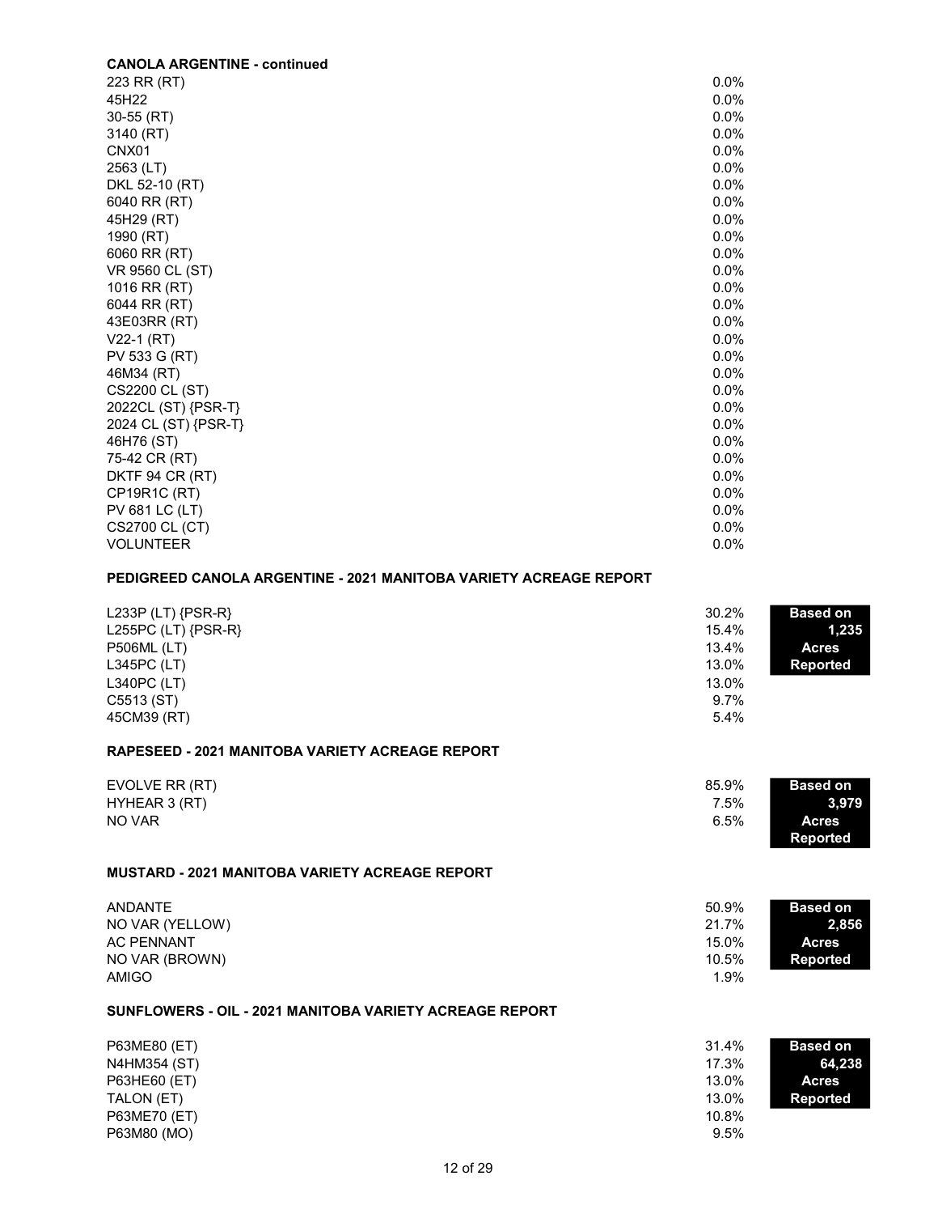**CANOLA ARGENTINE - continued**

| Variety | % |
|---|---|
| 223 RR (RT) | 0.0% |
| 45H22 | 0.0% |
| 30-55 (RT) | 0.0% |
| 3140 (RT) | 0.0% |
| CNX01 | 0.0% |
| 2563 (LT) | 0.0% |
| DKL 52-10 (RT) | 0.0% |
| 6040 RR (RT) | 0.0% |
| 45H29 (RT) | 0.0% |
| 1990 (RT) | 0.0% |
| 6060 RR (RT) | 0.0% |
| VR 9560 CL (ST) | 0.0% |
| 1016 RR (RT) | 0.0% |
| 6044 RR (RT) | 0.0% |
| 43E03RR (RT) | 0.0% |
| V22-1 (RT) | 0.0% |
| PV 533 G (RT) | 0.0% |
| 46M34 (RT) | 0.0% |
| CS2200 CL (ST) | 0.0% |
| 2022CL (ST) {PSR-T} | 0.0% |
| 2024 CL (ST) {PSR-T} | 0.0% |
| 46H76 (ST) | 0.0% |
| 75-42 CR (RT) | 0.0% |
| DKTF 94 CR (RT) | 0.0% |
| CP19R1C (RT) | 0.0% |
| PV 681 LC (LT) | 0.0% |
| CS2700 CL (CT) | 0.0% |
| VOLUNTEER | 0.0% |

**PEDIGREED CANOLA ARGENTINE - 2021 MANITOBA VARIETY ACREAGE REPORT**

**Based on 1,235 Acres Reported**

| Variety | % |
|---|---|
| L233P (LT) {PSR-R} | 30.2% |
| L255PC (LT) {PSR-R} | 15.4% |
| P506ML (LT) | 13.4% |
| L345PC (LT) | 13.0% |
| L340PC (LT) | 13.0% |
| C5513 (ST) | 9.7% |
| 45CM39 (RT) | 5.4% |

**RAPESEED - 2021 MANITOBA VARIETY ACREAGE REPORT**

**Based on 3,979 Acres Reported**

| Variety | % |
|---|---|
| EVOLVE RR (RT) | 85.9% |
| HYHEAR 3 (RT) | 7.5% |
| NO VAR | 6.5% |

**MUSTARD - 2021 MANITOBA VARIETY ACREAGE REPORT**

**Based on 2,856 Acres Reported**

| Variety | % |
|---|---|
| ANDANTE | 50.9% |
| NO VAR (YELLOW) | 21.7% |
| AC PENNANT | 15.0% |
| NO VAR (BROWN) | 10.5% |
| AMIGO | 1.9% |

**SUNFLOWERS - OIL - 2021 MANITOBA VARIETY ACREAGE REPORT**

**Based on 64,238 Acres Reported**

| Variety | % |
|---|---|
| P63ME80 (ET) | 31.4% |
| N4HM354 (ST) | 17.3% |
| P63HE60 (ET) | 13.0% |
| TALON (ET) | 13.0% |
| P63ME70 (ET) | 10.8% |
| P63M80 (MO) | 9.5% |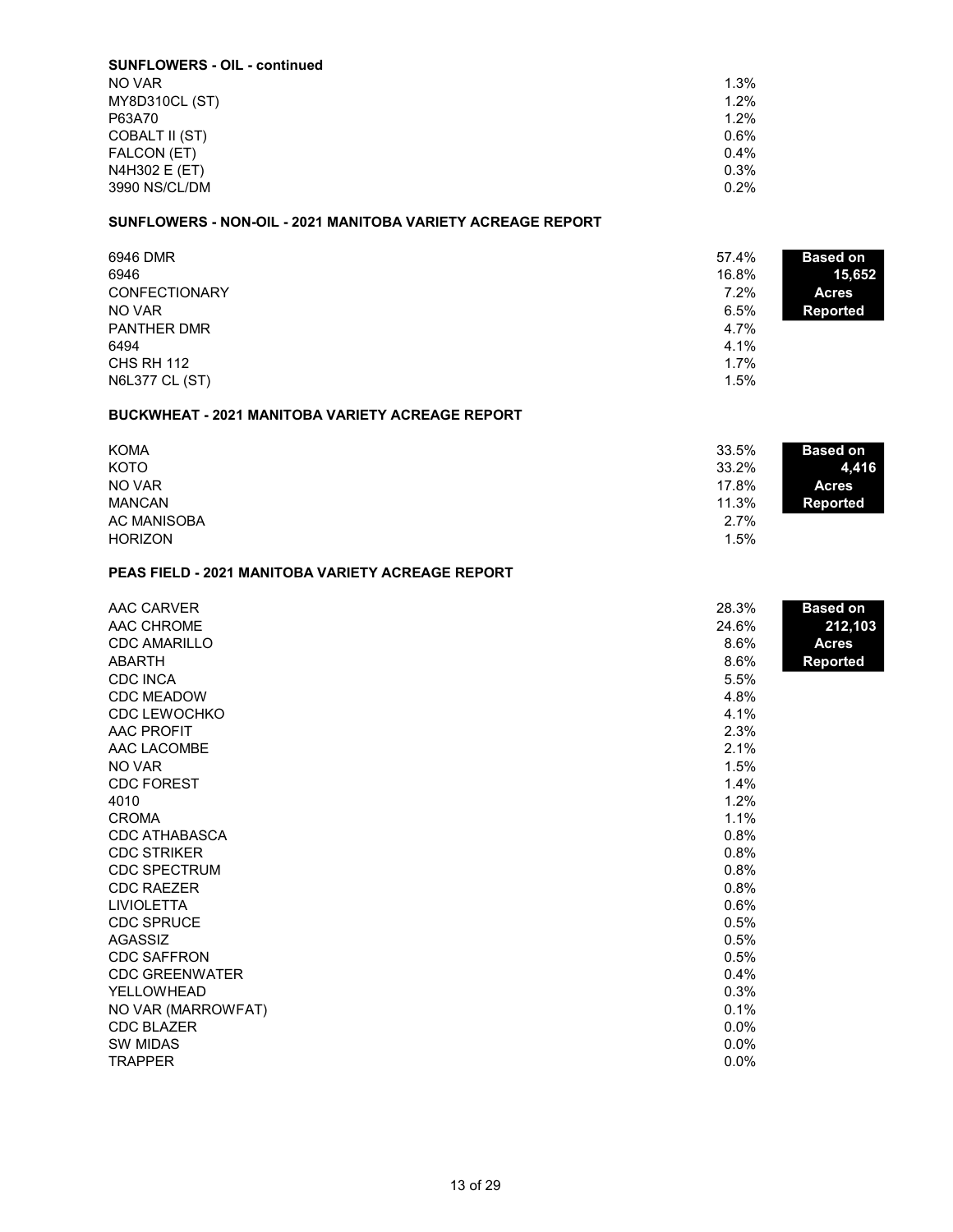**SUNFLOWERS - OIL - continued**

| | |
|---|---|
| NO VAR | 1.3% |
| MY8D310CL (ST) | 1.2% |
| P63A70 | 1.2% |
| COBALT II (ST) | 0.6% |
| FALCON (ET) | 0.4% |
| N4H302 E (ET) | 0.3% |
| 3990 NS/CL/DM | 0.2% |

**SUNFLOWERS - NON-OIL - 2021 MANITOBA VARIETY ACREAGE REPORT**

**Based on 15,652 Acres Reported**

| | |
|---|---|
| 6946 DMR | 57.4% |
| 6946 | 16.8% |
| CONFECTIONARY | 7.2% |
| NO VAR | 6.5% |
| PANTHER DMR | 4.7% |
| 6494 | 4.1% |
| CHS RH 112 | 1.7% |
| N6L377 CL (ST) | 1.5% |

**BUCKWHEAT - 2021 MANITOBA VARIETY ACREAGE REPORT**

**Based on 4,416 Acres Reported**

| | |
|---|---|
| KOMA | 33.5% |
| KOTO | 33.2% |
| NO VAR | 17.8% |
| MANCAN | 11.3% |
| AC MANISOBA | 2.7% |
| HORIZON | 1.5% |

**PEAS FIELD - 2021 MANITOBA VARIETY ACREAGE REPORT**

**Based on 212,103 Acres Reported**

| | |
|---|---|
| AAC CARVER | 28.3% |
| AAC CHROME | 24.6% |
| CDC AMARILLO | 8.6% |
| ABARTH | 8.6% |
| CDC INCA | 5.5% |
| CDC MEADOW | 4.8% |
| CDC LEWOCHKO | 4.1% |
| AAC PROFIT | 2.3% |
| AAC LACOMBE | 2.1% |
| NO VAR | 1.5% |
| CDC FOREST | 1.4% |
| 4010 | 1.2% |
| CROMA | 1.1% |
| CDC ATHABASCA | 0.8% |
| CDC STRIKER | 0.8% |
| CDC SPECTRUM | 0.8% |
| CDC RAEZER | 0.8% |
| LIVIOLETTA | 0.6% |
| CDC SPRUCE | 0.5% |
| AGASSIZ | 0.5% |
| CDC SAFFRON | 0.5% |
| CDC GREENWATER | 0.4% |
| YELLOWHEAD | 0.3% |
| NO VAR (MARROWFAT) | 0.1% |
| CDC BLAZER | 0.0% |
| SW MIDAS | 0.0% |
| TRAPPER | 0.0% |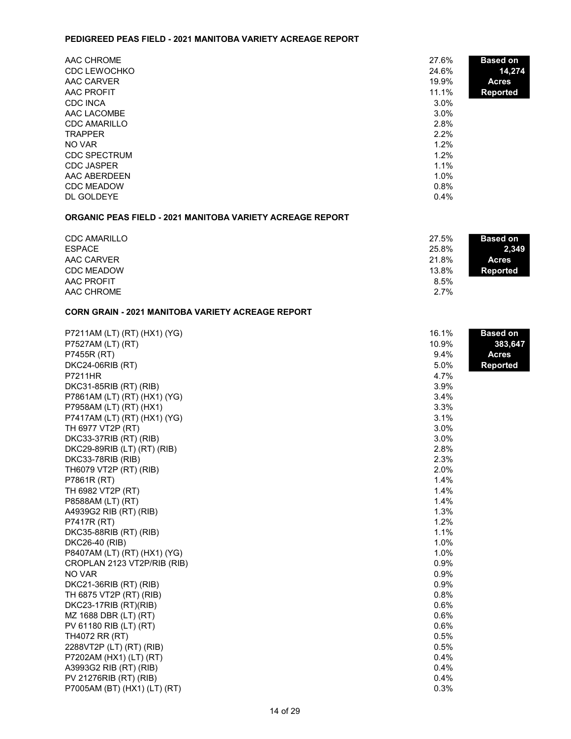## PEDIGREED PEAS FIELD - 2021 MANITOBA VARIETY ACREAGE REPORT

**Based on 14,274 Acres Reported**

| Variety | % |
|---|---|
| AAC CHROME | 27.6% |
| CDC LEWOCHKO | 24.6% |
| AAC CARVER | 19.9% |
| AAC PROFIT | 11.1% |
| CDC INCA | 3.0% |
| AAC LACOMBE | 3.0% |
| CDC AMARILLO | 2.8% |
| TRAPPER | 2.2% |
| NO VAR | 1.2% |
| CDC SPECTRUM | 1.2% |
| CDC JASPER | 1.1% |
| AAC ABERDEEN | 1.0% |
| CDC MEADOW | 0.8% |
| DL GOLDEYE | 0.4% |

## ORGANIC PEAS FIELD - 2021 MANITOBA VARIETY ACREAGE REPORT

**Based on 2,349 Acres Reported**

| Variety | % |
|---|---|
| CDC AMARILLO | 27.5% |
| ESPACE | 25.8% |
| AAC CARVER | 21.8% |
| CDC MEADOW | 13.8% |
| AAC PROFIT | 8.5% |
| AAC CHROME | 2.7% |

## CORN GRAIN - 2021 MANITOBA VARIETY ACREAGE REPORT

**Based on 383,647 Acres Reported**

| Variety | % |
|---|---|
| P7211AM (LT) (RT) (HX1) (YG) | 16.1% |
| P7527AM (LT) (RT) | 10.9% |
| P7455R (RT) | 9.4% |
| DKC24-06RIB (RT) | 5.0% |
| P7211HR | 4.7% |
| DKC31-85RIB (RT) (RIB) | 3.9% |
| P7861AM (LT) (RT) (HX1) (YG) | 3.4% |
| P7958AM (LT) (RT) (HX1) | 3.3% |
| P7417AM (LT) (RT) (HX1) (YG) | 3.1% |
| TH 6977 VT2P (RT) | 3.0% |
| DKC33-37RIB (RT) (RIB) | 3.0% |
| DKC29-89RIB (LT) (RT) (RIB) | 2.8% |
| DKC33-78RIB (RIB) | 2.3% |
| TH6079 VT2P (RT) (RIB) | 2.0% |
| P7861R (RT) | 1.4% |
| TH 6982 VT2P (RT) | 1.4% |
| P8588AM (LT) (RT) | 1.4% |
| A4939G2 RIB (RT) (RIB) | 1.3% |
| P7417R (RT) | 1.2% |
| DKC35-88RIB (RT) (RIB) | 1.1% |
| DKC26-40 (RIB) | 1.0% |
| P8407AM (LT) (RT) (HX1) (YG) | 1.0% |
| CROPLAN 2123 VT2P/RIB (RIB) | 0.9% |
| NO VAR | 0.9% |
| DKC21-36RIB (RT) (RIB) | 0.9% |
| TH 6875 VT2P (RT) (RIB) | 0.8% |
| DKC23-17RIB (RT)(RIB) | 0.6% |
| MZ 1688 DBR (LT) (RT) | 0.6% |
| PV 61180 RIB (LT) (RT) | 0.6% |
| TH4072 RR (RT) | 0.5% |
| 2288VT2P (LT) (RT) (RIB) | 0.5% |
| P7202AM (HX1) (LT) (RT) | 0.4% |
| A3993G2 RIB (RT) (RIB) | 0.4% |
| PV 21276RIB (RT) (RIB) | 0.4% |
| P7005AM (BT) (HX1) (LT) (RT) | 0.3% |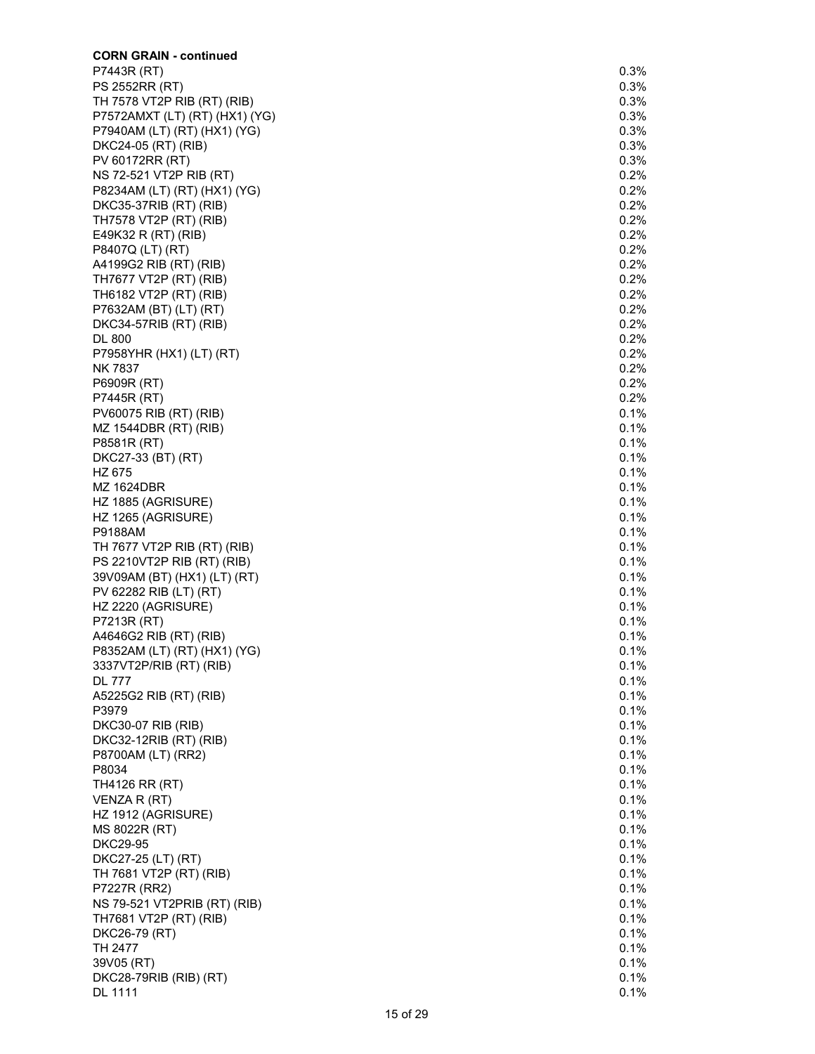**CORN GRAIN - continued**

| | |
|---|---|
| P7443R (RT) | 0.3% |
| PS 2552RR (RT) | 0.3% |
| TH 7578 VT2P RIB (RT) (RIB) | 0.3% |
| P7572AMXT (LT) (RT) (HX1) (YG) | 0.3% |
| P7940AM (LT) (RT) (HX1) (YG) | 0.3% |
| DKC24-05 (RT) (RIB) | 0.3% |
| PV 60172RR (RT) | 0.3% |
| NS 72-521 VT2P RIB (RT) | 0.2% |
| P8234AM (LT) (RT) (HX1) (YG) | 0.2% |
| DKC35-37RIB (RT) (RIB) | 0.2% |
| TH7578 VT2P (RT) (RIB) | 0.2% |
| E49K32 R (RT) (RIB) | 0.2% |
| P8407Q (LT) (RT) | 0.2% |
| A4199G2 RIB (RT) (RIB) | 0.2% |
| TH7677 VT2P (RT) (RIB) | 0.2% |
| TH6182 VT2P (RT) (RIB) | 0.2% |
| P7632AM (BT) (LT) (RT) | 0.2% |
| DKC34-57RIB (RT) (RIB) | 0.2% |
| DL 800 | 0.2% |
| P7958YHR (HX1) (LT) (RT) | 0.2% |
| NK 7837 | 0.2% |
| P6909R (RT) | 0.2% |
| P7445R (RT) | 0.2% |
| PV60075 RIB (RT) (RIB) | 0.1% |
| MZ 1544DBR (RT) (RIB) | 0.1% |
| P8581R (RT) | 0.1% |
| DKC27-33 (BT) (RT) | 0.1% |
| HZ 675 | 0.1% |
| MZ 1624DBR | 0.1% |
| HZ 1885 (AGRISURE) | 0.1% |
| HZ 1265 (AGRISURE) | 0.1% |
| P9188AM | 0.1% |
| TH 7677 VT2P RIB (RT) (RIB) | 0.1% |
| PS 2210VT2P RIB (RT) (RIB) | 0.1% |
| 39V09AM (BT) (HX1) (LT) (RT) | 0.1% |
| PV 62282 RIB (LT) (RT) | 0.1% |
| HZ 2220 (AGRISURE) | 0.1% |
| P7213R (RT) | 0.1% |
| A4646G2 RIB (RT) (RIB) | 0.1% |
| P8352AM (LT) (RT) (HX1) (YG) | 0.1% |
| 3337VT2P/RIB (RT) (RIB) | 0.1% |
| DL 777 | 0.1% |
| A5225G2 RIB (RT) (RIB) | 0.1% |
| P3979 | 0.1% |
| DKC30-07 RIB (RIB) | 0.1% |
| DKC32-12RIB (RT) (RIB) | 0.1% |
| P8700AM (LT) (RR2) | 0.1% |
| P8034 | 0.1% |
| TH4126 RR (RT) | 0.1% |
| VENZA R (RT) | 0.1% |
| HZ 1912 (AGRISURE) | 0.1% |
| MS 8022R (RT) | 0.1% |
| DKC29-95 | 0.1% |
| DKC27-25 (LT) (RT) | 0.1% |
| TH 7681 VT2P (RT) (RIB) | 0.1% |
| P7227R (RR2) | 0.1% |
| NS 79-521 VT2PRIB (RT) (RIB) | 0.1% |
| TH7681 VT2P (RT) (RIB) | 0.1% |
| DKC26-79 (RT) | 0.1% |
| TH 2477 | 0.1% |
| 39V05 (RT) | 0.1% |
| DKC28-79RIB (RIB) (RT) | 0.1% |
| DL 1111 | 0.1% |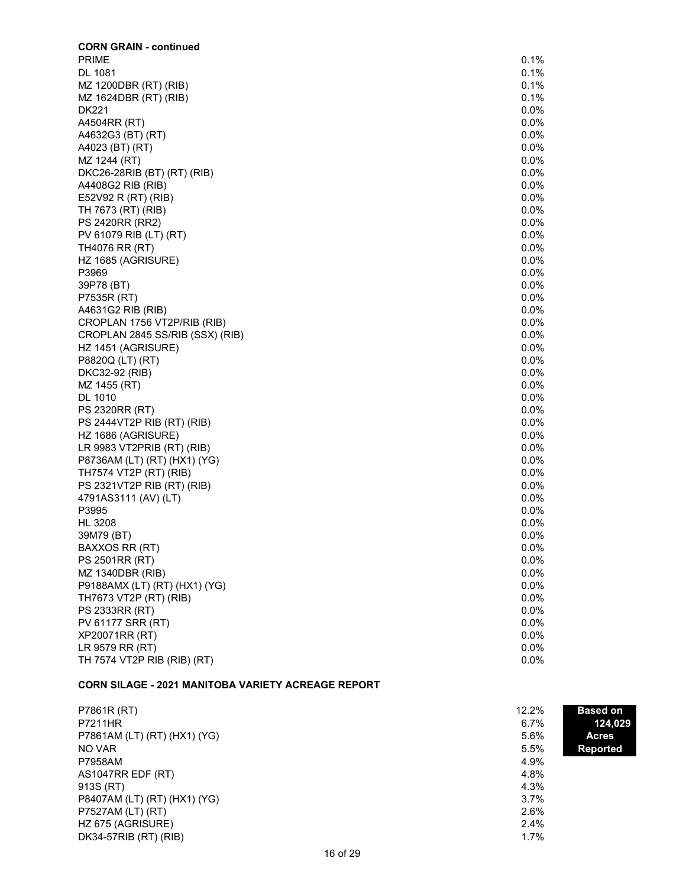**CORN GRAIN - continued**

| Variety | % |
|---|---|
| PRIME | 0.1% |
| DL 1081 | 0.1% |
| MZ 1200DBR (RT) (RIB) | 0.1% |
| MZ 1624DBR (RT) (RIB) | 0.1% |
| DK221 | 0.0% |
| A4504RR (RT) | 0.0% |
| A4632G3 (BT) (RT) | 0.0% |
| A4023 (BT) (RT) | 0.0% |
| MZ 1244 (RT) | 0.0% |
| DKC26-28RIB (BT) (RT) (RIB) | 0.0% |
| A4408G2 RIB (RIB) | 0.0% |
| E52V92 R (RT) (RIB) | 0.0% |
| TH 7673 (RT) (RIB) | 0.0% |
| PS 2420RR (RR2) | 0.0% |
| PV 61079 RIB (LT) (RT) | 0.0% |
| TH4076 RR (RT) | 0.0% |
| HZ 1685 (AGRISURE) | 0.0% |
| P3969 | 0.0% |
| 39P78 (BT) | 0.0% |
| P7535R (RT) | 0.0% |
| A4631G2 RIB (RIB) | 0.0% |
| CROPLAN 1756 VT2P/RIB (RIB) | 0.0% |
| CROPLAN 2845 SS/RIB (SSX) (RIB) | 0.0% |
| HZ 1451 (AGRISURE) | 0.0% |
| P8820Q (LT) (RT) | 0.0% |
| DKC32-92 (RIB) | 0.0% |
| MZ 1455 (RT) | 0.0% |
| DL 1010 | 0.0% |
| PS 2320RR (RT) | 0.0% |
| PS 2444VT2P RIB (RT) (RIB) | 0.0% |
| HZ 1686 (AGRISURE) | 0.0% |
| LR 9983 VT2PRIB (RT) (RIB) | 0.0% |
| P8736AM (LT) (RT) (HX1) (YG) | 0.0% |
| TH7574 VT2P (RT) (RIB) | 0.0% |
| PS 2321VT2P RIB (RT) (RIB) | 0.0% |
| 4791AS3111 (AV) (LT) | 0.0% |
| P3995 | 0.0% |
| HL 3208 | 0.0% |
| 39M79 (BT) | 0.0% |
| BAXXOS RR (RT) | 0.0% |
| PS 2501RR (RT) | 0.0% |
| MZ 1340DBR (RIB) | 0.0% |
| P9188AMX (LT) (RT) (HX1) (YG) | 0.0% |
| TH7673 VT2P (RT) (RIB) | 0.0% |
| PS 2333RR (RT) | 0.0% |
| PV 61177 SRR (RT) | 0.0% |
| XP20071RR (RT) | 0.0% |
| LR 9579 RR (RT) | 0.0% |
| TH 7574 VT2P RIB (RIB) (RT) | 0.0% |

**CORN SILAGE - 2021 MANITOBA VARIETY ACREAGE REPORT**

**Based on 124,029 Acres Reported**

| Variety | % |
|---|---|
| P7861R (RT) | 12.2% |
| P7211HR | 6.7% |
| P7861AM (LT) (RT) (HX1) (YG) | 5.6% |
| NO VAR | 5.5% |
| P7958AM | 4.9% |
| AS1047RR EDF (RT) | 4.8% |
| 913S (RT) | 4.3% |
| P8407AM (LT) (RT) (HX1) (YG) | 3.7% |
| P7527AM (LT) (RT) | 2.6% |
| HZ 675 (AGRISURE) | 2.4% |
| DK34-57RIB (RT) (RIB) | 1.7% |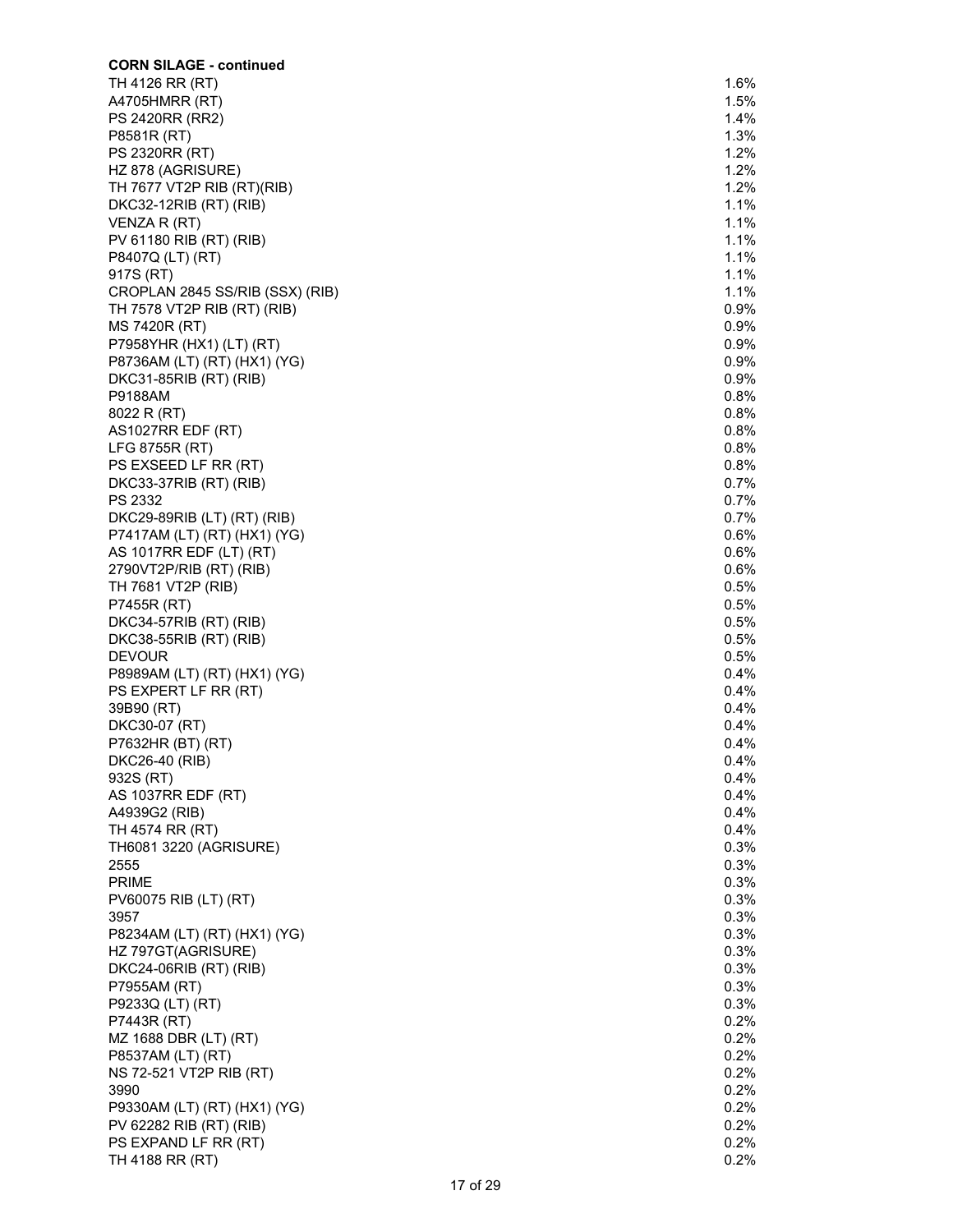**CORN SILAGE - continued**

| | |
|---|---|
| TH 4126 RR (RT) | 1.6% |
| A4705HMRR (RT) | 1.5% |
| PS 2420RR (RR2) | 1.4% |
| P8581R (RT) | 1.3% |
| PS 2320RR (RT) | 1.2% |
| HZ 878 (AGRISURE) | 1.2% |
| TH 7677 VT2P RIB (RT)(RIB) | 1.2% |
| DKC32-12RIB (RT) (RIB) | 1.1% |
| VENZA R (RT) | 1.1% |
| PV 61180 RIB (RT) (RIB) | 1.1% |
| P8407Q (LT) (RT) | 1.1% |
| 917S (RT) | 1.1% |
| CROPLAN 2845 SS/RIB (SSX) (RIB) | 1.1% |
| TH 7578 VT2P RIB (RT) (RIB) | 0.9% |
| MS 7420R (RT) | 0.9% |
| P7958YHR (HX1) (LT) (RT) | 0.9% |
| P8736AM (LT) (RT) (HX1) (YG) | 0.9% |
| DKC31-85RIB (RT) (RIB) | 0.9% |
| P9188AM | 0.8% |
| 8022 R (RT) | 0.8% |
| AS1027RR EDF (RT) | 0.8% |
| LFG 8755R (RT) | 0.8% |
| PS EXSEED LF RR (RT) | 0.8% |
| DKC33-37RIB (RT) (RIB) | 0.7% |
| PS 2332 | 0.7% |
| DKC29-89RIB (LT) (RT) (RIB) | 0.7% |
| P7417AM (LT) (RT) (HX1) (YG) | 0.6% |
| AS 1017RR EDF (LT) (RT) | 0.6% |
| 2790VT2P/RIB (RT) (RIB) | 0.6% |
| TH 7681 VT2P (RIB) | 0.5% |
| P7455R (RT) | 0.5% |
| DKC34-57RIB (RT) (RIB) | 0.5% |
| DKC38-55RIB (RT) (RIB) | 0.5% |
| DEVOUR | 0.5% |
| P8989AM (LT) (RT) (HX1) (YG) | 0.4% |
| PS EXPERT LF RR (RT) | 0.4% |
| 39B90 (RT) | 0.4% |
| DKC30-07 (RT) | 0.4% |
| P7632HR (BT) (RT) | 0.4% |
| DKC26-40 (RIB) | 0.4% |
| 932S (RT) | 0.4% |
| AS 1037RR EDF (RT) | 0.4% |
| A4939G2 (RIB) | 0.4% |
| TH 4574 RR (RT) | 0.4% |
| TH6081 3220 (AGRISURE) | 0.3% |
| 2555 | 0.3% |
| PRIME | 0.3% |
| PV60075 RIB (LT) (RT) | 0.3% |
| 3957 | 0.3% |
| P8234AM (LT) (RT) (HX1) (YG) | 0.3% |
| HZ 797GT(AGRISURE) | 0.3% |
| DKC24-06RIB (RT) (RIB) | 0.3% |
| P7955AM (RT) | 0.3% |
| P9233Q (LT) (RT) | 0.3% |
| P7443R (RT) | 0.2% |
| MZ 1688 DBR (LT) (RT) | 0.2% |
| P8537AM (LT) (RT) | 0.2% |
| NS 72-521 VT2P RIB (RT) | 0.2% |
| 3990 | 0.2% |
| P9330AM (LT) (RT) (HX1) (YG) | 0.2% |
| PV 62282 RIB (RT) (RIB) | 0.2% |
| PS EXPAND LF RR (RT) | 0.2% |
| TH 4188 RR (RT) | 0.2% |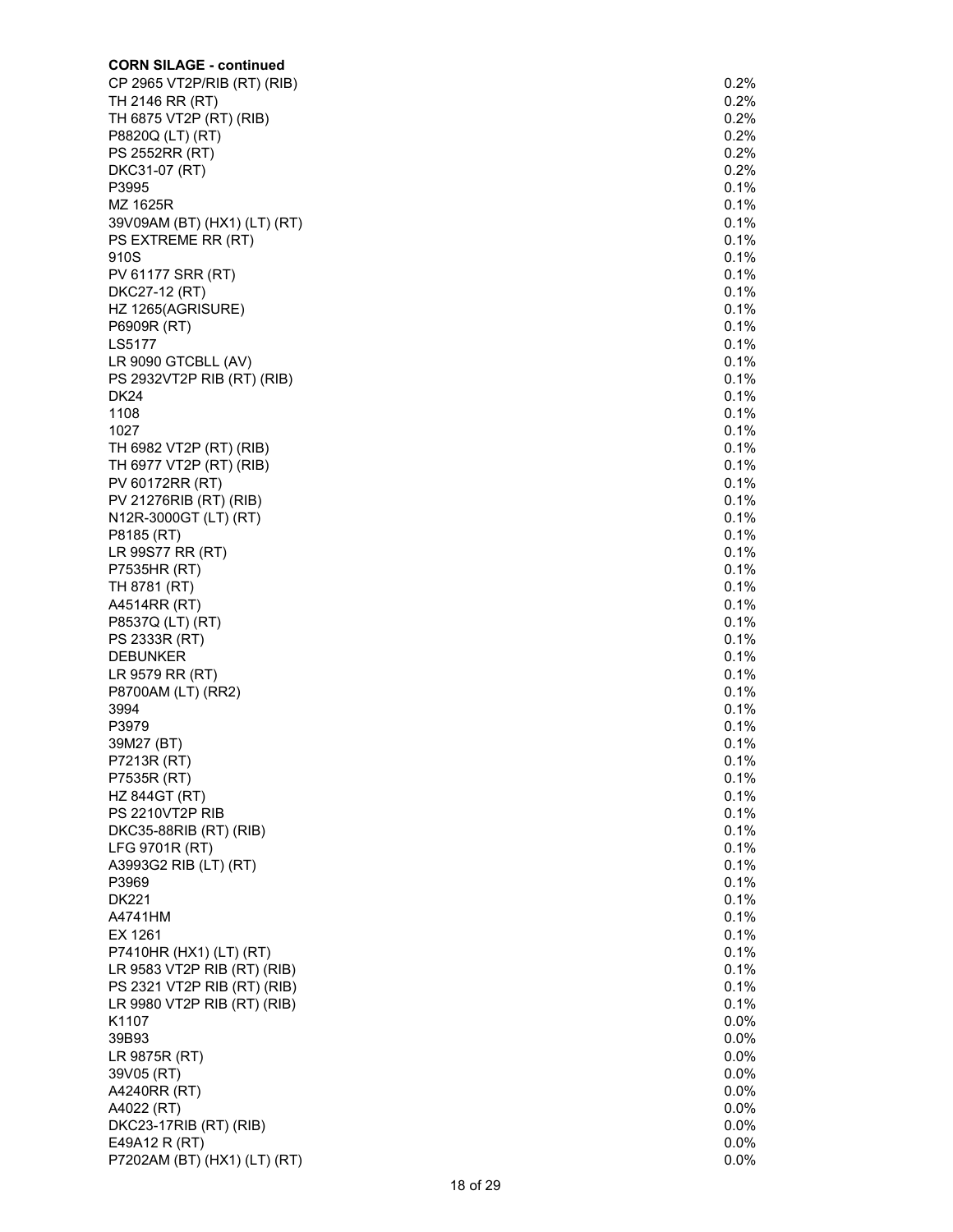**CORN SILAGE - continued**

| | |
|---|---|
| CP 2965 VT2P/RIB (RT) (RIB) | 0.2% |
| TH 2146 RR (RT) | 0.2% |
| TH 6875 VT2P (RT) (RIB) | 0.2% |
| P8820Q (LT) (RT) | 0.2% |
| PS 2552RR (RT) | 0.2% |
| DKC31-07 (RT) | 0.2% |
| P3995 | 0.1% |
| MZ 1625R | 0.1% |
| 39V09AM (BT) (HX1) (LT) (RT) | 0.1% |
| PS EXTREME RR (RT) | 0.1% |
| 910S | 0.1% |
| PV 61177 SRR (RT) | 0.1% |
| DKC27-12 (RT) | 0.1% |
| HZ 1265(AGRISURE) | 0.1% |
| P6909R (RT) | 0.1% |
| LS5177 | 0.1% |
| LR 9090 GTCBLL (AV) | 0.1% |
| PS 2932VT2P RIB (RT) (RIB) | 0.1% |
| DK24 | 0.1% |
| 1108 | 0.1% |
| 1027 | 0.1% |
| TH 6982 VT2P (RT) (RIB) | 0.1% |
| TH 6977 VT2P (RT) (RIB) | 0.1% |
| PV 60172RR (RT) | 0.1% |
| PV 21276RIB (RT) (RIB) | 0.1% |
| N12R-3000GT (LT) (RT) | 0.1% |
| P8185 (RT) | 0.1% |
| LR 99S77 RR (RT) | 0.1% |
| P7535HR (RT) | 0.1% |
| TH 8781 (RT) | 0.1% |
| A4514RR (RT) | 0.1% |
| P8537Q (LT) (RT) | 0.1% |
| PS 2333R (RT) | 0.1% |
| DEBUNKER | 0.1% |
| LR 9579 RR (RT) | 0.1% |
| P8700AM (LT) (RR2) | 0.1% |
| 3994 | 0.1% |
| P3979 | 0.1% |
| 39M27 (BT) | 0.1% |
| P7213R (RT) | 0.1% |
| P7535R (RT) | 0.1% |
| HZ 844GT (RT) | 0.1% |
| PS 2210VT2P RIB | 0.1% |
| DKC35-88RIB (RT) (RIB) | 0.1% |
| LFG 9701R (RT) | 0.1% |
| A3993G2 RIB (LT) (RT) | 0.1% |
| P3969 | 0.1% |
| DK221 | 0.1% |
| A4741HM | 0.1% |
| EX 1261 | 0.1% |
| P7410HR (HX1) (LT) (RT) | 0.1% |
| LR 9583 VT2P RIB (RT) (RIB) | 0.1% |
| PS 2321 VT2P RIB (RT) (RIB) | 0.1% |
| LR 9980 VT2P RIB (RT) (RIB) | 0.1% |
| K1107 | 0.0% |
| 39B93 | 0.0% |
| LR 9875R (RT) | 0.0% |
| 39V05 (RT) | 0.0% |
| A4240RR (RT) | 0.0% |
| A4022 (RT) | 0.0% |
| DKC23-17RIB (RT) (RIB) | 0.0% |
| E49A12 R (RT) | 0.0% |
| P7202AM (BT) (HX1) (LT) (RT) | 0.0% |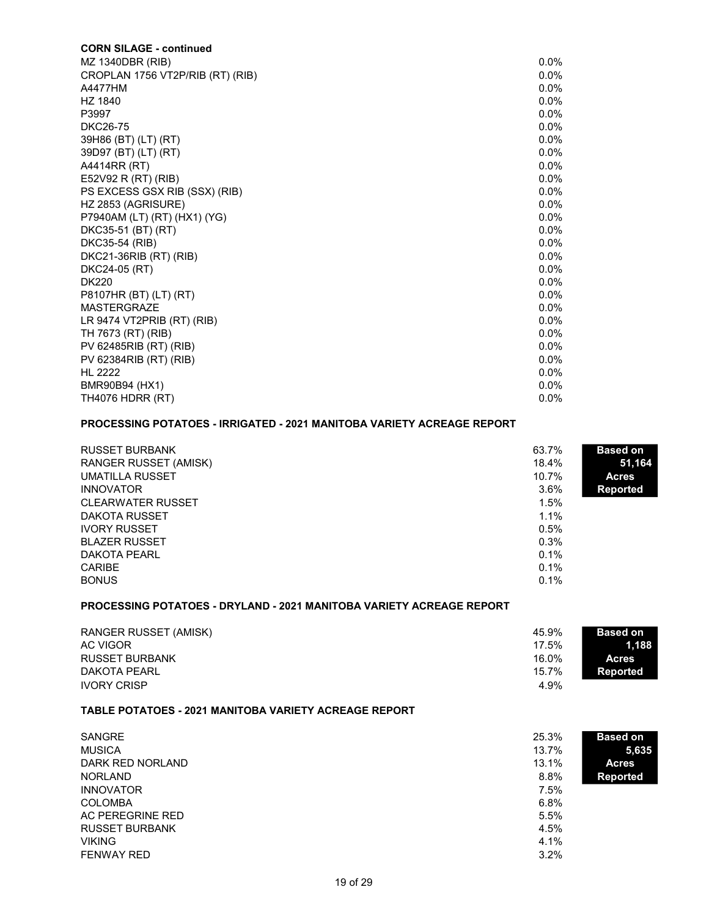**CORN SILAGE - continued**

| | |
|---|---|
| MZ 1340DBR (RIB) | 0.0% |
| CROPLAN 1756 VT2P/RIB (RT) (RIB) | 0.0% |
| A4477HM | 0.0% |
| HZ 1840 | 0.0% |
| P3997 | 0.0% |
| DKC26-75 | 0.0% |
| 39H86 (BT) (LT) (RT) | 0.0% |
| 39D97 (BT) (LT) (RT) | 0.0% |
| A4414RR (RT) | 0.0% |
| E52V92 R (RT) (RIB) | 0.0% |
| PS EXCESS GSX RIB (SSX) (RIB) | 0.0% |
| HZ 2853 (AGRISURE) | 0.0% |
| P7940AM (LT) (RT) (HX1) (YG) | 0.0% |
| DKC35-51 (BT) (RT) | 0.0% |
| DKC35-54 (RIB) | 0.0% |
| DKC21-36RIB (RT) (RIB) | 0.0% |
| DKC24-05 (RT) | 0.0% |
| DK220 | 0.0% |
| P8107HR (BT) (LT) (RT) | 0.0% |
| MASTERGRAZE | 0.0% |
| LR 9474 VT2PRIB (RT) (RIB) | 0.0% |
| TH 7673 (RT) (RIB) | 0.0% |
| PV 62485RIB (RT) (RIB) | 0.0% |
| PV 62384RIB (RT) (RIB) | 0.0% |
| HL 2222 | 0.0% |
| BMR90B94 (HX1) | 0.0% |
| TH4076 HDRR (RT) | 0.0% |

**PROCESSING POTATOES - IRRIGATED - 2021 MANITOBA VARIETY ACREAGE REPORT**

**Based on 51,164 Acres Reported**

| | |
|---|---|
| RUSSET BURBANK | 63.7% |
| RANGER RUSSET (AMISK) | 18.4% |
| UMATILLA RUSSET | 10.7% |
| INNOVATOR | 3.6% |
| CLEARWATER RUSSET | 1.5% |
| DAKOTA RUSSET | 1.1% |
| IVORY RUSSET | 0.5% |
| BLAZER RUSSET | 0.3% |
| DAKOTA PEARL | 0.1% |
| CARIBE | 0.1% |
| BONUS | 0.1% |

**PROCESSING POTATOES - DRYLAND - 2021 MANITOBA VARIETY ACREAGE REPORT**

**Based on 1,188 Acres Reported**

| | |
|---|---|
| RANGER RUSSET (AMISK) | 45.9% |
| AC VIGOR | 17.5% |
| RUSSET BURBANK | 16.0% |
| DAKOTA PEARL | 15.7% |
| IVORY CRISP | 4.9% |

**TABLE POTATOES - 2021 MANITOBA VARIETY ACREAGE REPORT**

**Based on 5,635 Acres Reported**

| | |
|---|---|
| SANGRE | 25.3% |
| MUSICA | 13.7% |
| DARK RED NORLAND | 13.1% |
| NORLAND | 8.8% |
| INNOVATOR | 7.5% |
| COLOMBA | 6.8% |
| AC PEREGRINE RED | 5.5% |
| RUSSET BURBANK | 4.5% |
| VIKING | 4.1% |
| FENWAY RED | 3.2% |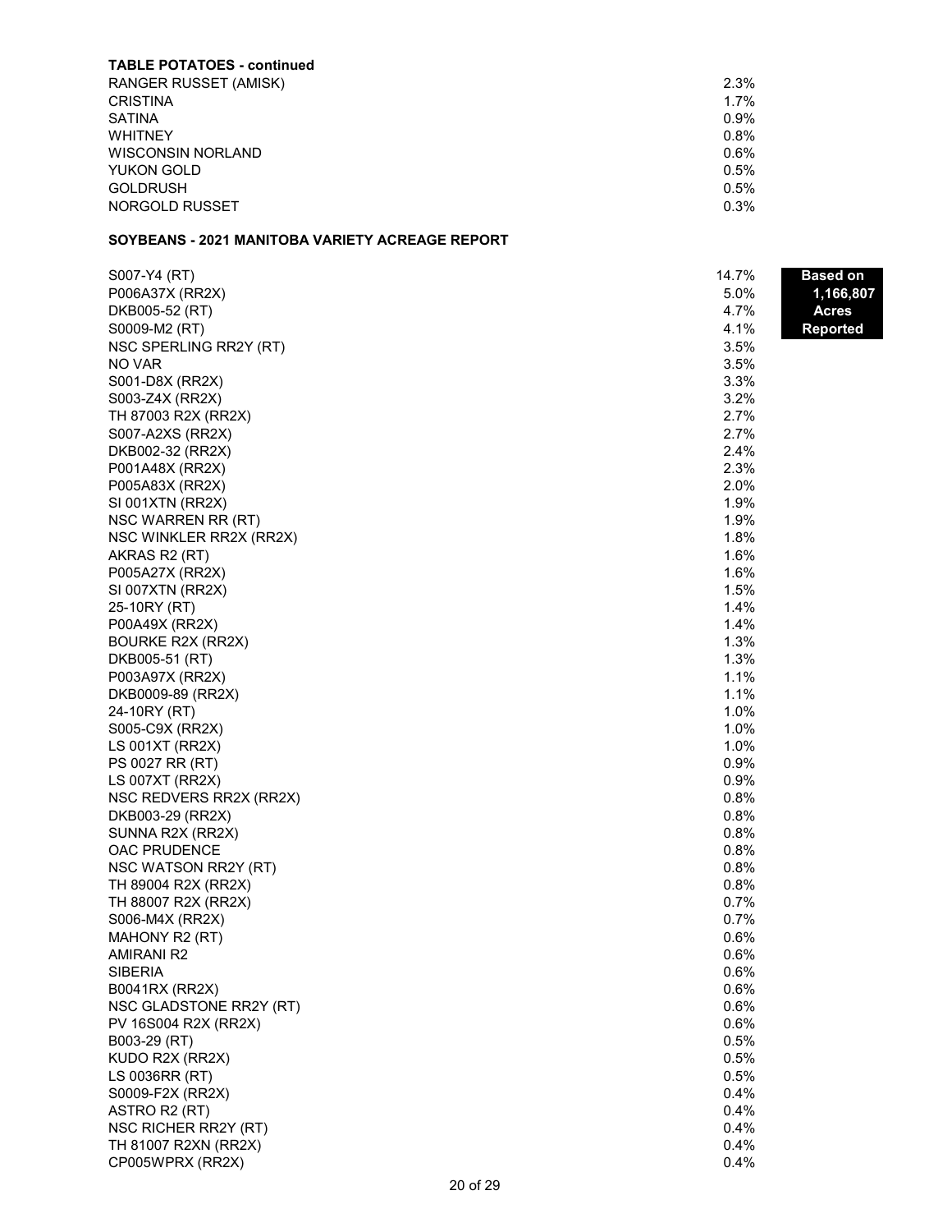**TABLE POTATOES - continued**

| | |
|---|---|
| RANGER RUSSET (AMISK) | 2.3% |
| CRISTINA | 1.7% |
| SATINA | 0.9% |
| WHITNEY | 0.8% |
| WISCONSIN NORLAND | 0.6% |
| YUKON GOLD | 0.5% |
| GOLDRUSH | 0.5% |
| NORGOLD RUSSET | 0.3% |

**SOYBEANS - 2021 MANITOBA VARIETY ACREAGE REPORT**

**Based on 1,166,807 Acres Reported**

| | |
|---|---|
| S007-Y4 (RT) | 14.7% |
| P006A37X (RR2X) | 5.0% |
| DKB005-52 (RT) | 4.7% |
| S0009-M2 (RT) | 4.1% |
| NSC SPERLING RR2Y (RT) | 3.5% |
| NO VAR | 3.5% |
| S001-D8X (RR2X) | 3.3% |
| S003-Z4X (RR2X) | 3.2% |
| TH 87003 R2X (RR2X) | 2.7% |
| S007-A2XS (RR2X) | 2.7% |
| DKB002-32 (RR2X) | 2.4% |
| P001A48X (RR2X) | 2.3% |
| P005A83X (RR2X) | 2.0% |
| SI 001XTN (RR2X) | 1.9% |
| NSC WARREN RR (RT) | 1.9% |
| NSC WINKLER RR2X (RR2X) | 1.8% |
| AKRAS R2 (RT) | 1.6% |
| P005A27X (RR2X) | 1.6% |
| SI 007XTN (RR2X) | 1.5% |
| 25-10RY (RT) | 1.4% |
| P00A49X (RR2X) | 1.4% |
| BOURKE R2X (RR2X) | 1.3% |
| DKB005-51 (RT) | 1.3% |
| P003A97X (RR2X) | 1.1% |
| DKB0009-89 (RR2X) | 1.1% |
| 24-10RY (RT) | 1.0% |
| S005-C9X (RR2X) | 1.0% |
| LS 001XT (RR2X) | 1.0% |
| PS 0027 RR (RT) | 0.9% |
| LS 007XT (RR2X) | 0.9% |
| NSC REDVERS RR2X (RR2X) | 0.8% |
| DKB003-29 (RR2X) | 0.8% |
| SUNNA R2X (RR2X) | 0.8% |
| OAC PRUDENCE | 0.8% |
| NSC WATSON RR2Y (RT) | 0.8% |
| TH 89004 R2X (RR2X) | 0.8% |
| TH 88007 R2X (RR2X) | 0.7% |
| S006-M4X (RR2X) | 0.7% |
| MAHONY R2 (RT) | 0.6% |
| AMIRANI R2 | 0.6% |
| SIBERIA | 0.6% |
| B0041RX (RR2X) | 0.6% |
| NSC GLADSTONE RR2Y (RT) | 0.6% |
| PV 16S004 R2X (RR2X) | 0.6% |
| B003-29 (RT) | 0.5% |
| KUDO R2X (RR2X) | 0.5% |
| LS 0036RR (RT) | 0.5% |
| S0009-F2X (RR2X) | 0.4% |
| ASTRO R2 (RT) | 0.4% |
| NSC RICHER RR2Y (RT) | 0.4% |
| TH 81007 R2XN (RR2X) | 0.4% |
| CP005WPRX (RR2X) | 0.4% |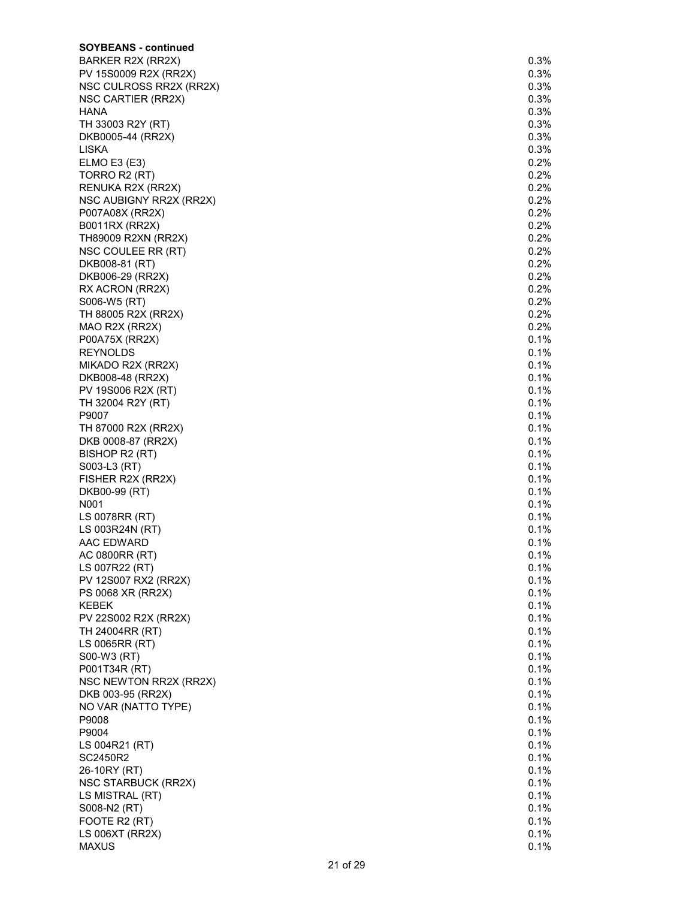**SOYBEANS - continued**

| | |
|---|---|
| BARKER R2X (RR2X) | 0.3% |
| PV 15S0009 R2X (RR2X) | 0.3% |
| NSC CULROSS RR2X (RR2X) | 0.3% |
| NSC CARTIER (RR2X) | 0.3% |
| HANA | 0.3% |
| TH 33003 R2Y (RT) | 0.3% |
| DKB0005-44 (RR2X) | 0.3% |
| LISKA | 0.3% |
| ELMO E3 (E3) | 0.2% |
| TORRO R2 (RT) | 0.2% |
| RENUKA R2X (RR2X) | 0.2% |
| NSC AUBIGNY RR2X (RR2X) | 0.2% |
| P007A08X (RR2X) | 0.2% |
| B0011RX (RR2X) | 0.2% |
| TH89009 R2XN (RR2X) | 0.2% |
| NSC COULEE RR (RT) | 0.2% |
| DKB008-81 (RT) | 0.2% |
| DKB006-29 (RR2X) | 0.2% |
| RX ACRON (RR2X) | 0.2% |
| S006-W5 (RT) | 0.2% |
| TH 88005 R2X (RR2X) | 0.2% |
| MAO R2X (RR2X) | 0.2% |
| P00A75X (RR2X) | 0.1% |
| REYNOLDS | 0.1% |
| MIKADO R2X (RR2X) | 0.1% |
| DKB008-48 (RR2X) | 0.1% |
| PV 19S006 R2X (RT) | 0.1% |
| TH 32004 R2Y (RT) | 0.1% |
| P9007 | 0.1% |
| TH 87000 R2X (RR2X) | 0.1% |
| DKB 0008-87 (RR2X) | 0.1% |
| BISHOP R2 (RT) | 0.1% |
| S003-L3 (RT) | 0.1% |
| FISHER R2X (RR2X) | 0.1% |
| DKB00-99 (RT) | 0.1% |
| N001 | 0.1% |
| LS 0078RR (RT) | 0.1% |
| LS 003R24N (RT) | 0.1% |
| AAC EDWARD | 0.1% |
| AC 0800RR (RT) | 0.1% |
| LS 007R22 (RT) | 0.1% |
| PV 12S007 RX2 (RR2X) | 0.1% |
| PS 0068 XR (RR2X) | 0.1% |
| KEBEK | 0.1% |
| PV 22S002 R2X (RR2X) | 0.1% |
| TH 24004RR (RT) | 0.1% |
| LS 0065RR (RT) | 0.1% |
| S00-W3 (RT) | 0.1% |
| P001T34R (RT) | 0.1% |
| NSC NEWTON RR2X (RR2X) | 0.1% |
| DKB 003-95 (RR2X) | 0.1% |
| NO VAR (NATTO TYPE) | 0.1% |
| P9008 | 0.1% |
| P9004 | 0.1% |
| LS 004R21 (RT) | 0.1% |
| SC2450R2 | 0.1% |
| 26-10RY (RT) | 0.1% |
| NSC STARBUCK (RR2X) | 0.1% |
| LS MISTRAL (RT) | 0.1% |
| S008-N2 (RT) | 0.1% |
| FOOTE R2 (RT) | 0.1% |
| LS 006XT (RR2X) | 0.1% |
| MAXUS | 0.1% |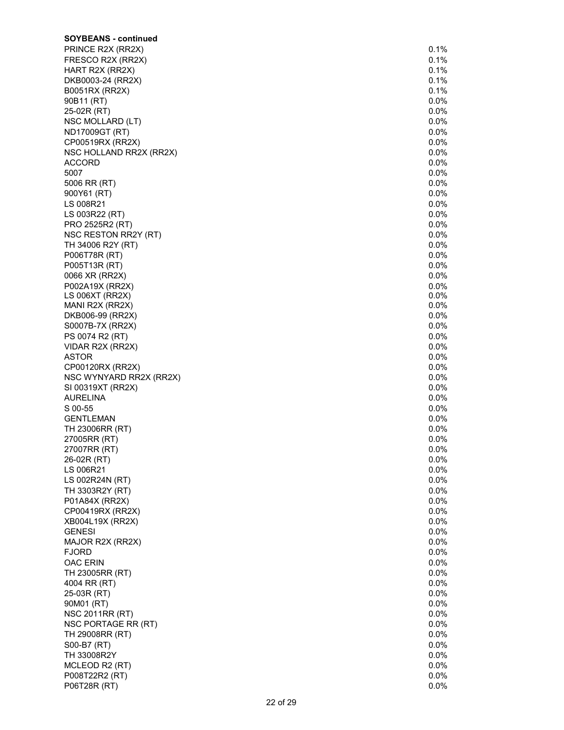**SOYBEANS - continued**

| Variety | % |
|---|---|
| PRINCE R2X (RR2X) | 0.1% |
| FRESCO R2X (RR2X) | 0.1% |
| HART R2X (RR2X) | 0.1% |
| DKB0003-24 (RR2X) | 0.1% |
| B0051RX (RR2X) | 0.1% |
| 90B11 (RT) | 0.0% |
| 25-02R (RT) | 0.0% |
| NSC MOLLARD (LT) | 0.0% |
| ND17009GT (RT) | 0.0% |
| CP00519RX (RR2X) | 0.0% |
| NSC HOLLAND RR2X (RR2X) | 0.0% |
| ACCORD | 0.0% |
| 5007 | 0.0% |
| 5006 RR (RT) | 0.0% |
| 900Y61 (RT) | 0.0% |
| LS 008R21 | 0.0% |
| LS 003R22 (RT) | 0.0% |
| PRO 2525R2 (RT) | 0.0% |
| NSC RESTON RR2Y (RT) | 0.0% |
| TH 34006 R2Y (RT) | 0.0% |
| P006T78R (RT) | 0.0% |
| P005T13R (RT) | 0.0% |
| 0066 XR (RR2X) | 0.0% |
| P002A19X (RR2X) | 0.0% |
| LS 006XT (RR2X) | 0.0% |
| MANI R2X (RR2X) | 0.0% |
| DKB006-99 (RR2X) | 0.0% |
| S0007B-7X (RR2X) | 0.0% |
| PS 0074 R2 (RT) | 0.0% |
| VIDAR R2X (RR2X) | 0.0% |
| ASTOR | 0.0% |
| CP00120RX (RR2X) | 0.0% |
| NSC WYNYARD RR2X (RR2X) | 0.0% |
| SI 00319XT (RR2X) | 0.0% |
| AURELINA | 0.0% |
| S 00-55 | 0.0% |
| GENTLEMAN | 0.0% |
| TH 23006RR (RT) | 0.0% |
| 27005RR (RT) | 0.0% |
| 27007RR (RT) | 0.0% |
| 26-02R (RT) | 0.0% |
| LS 006R21 | 0.0% |
| LS 002R24N (RT) | 0.0% |
| TH 3303R2Y (RT) | 0.0% |
| P01A84X (RR2X) | 0.0% |
| CP00419RX (RR2X) | 0.0% |
| XB004L19X (RR2X) | 0.0% |
| GENESI | 0.0% |
| MAJOR R2X (RR2X) | 0.0% |
| FJORD | 0.0% |
| OAC ERIN | 0.0% |
| TH 23005RR (RT) | 0.0% |
| 4004 RR (RT) | 0.0% |
| 25-03R (RT) | 0.0% |
| 90M01 (RT) | 0.0% |
| NSC 2011RR (RT) | 0.0% |
| NSC PORTAGE RR (RT) | 0.0% |
| TH 29008RR (RT) | 0.0% |
| S00-B7 (RT) | 0.0% |
| TH 33008R2Y | 0.0% |
| MCLEOD R2 (RT) | 0.0% |
| P008T22R2 (RT) | 0.0% |
| P06T28R (RT) | 0.0% |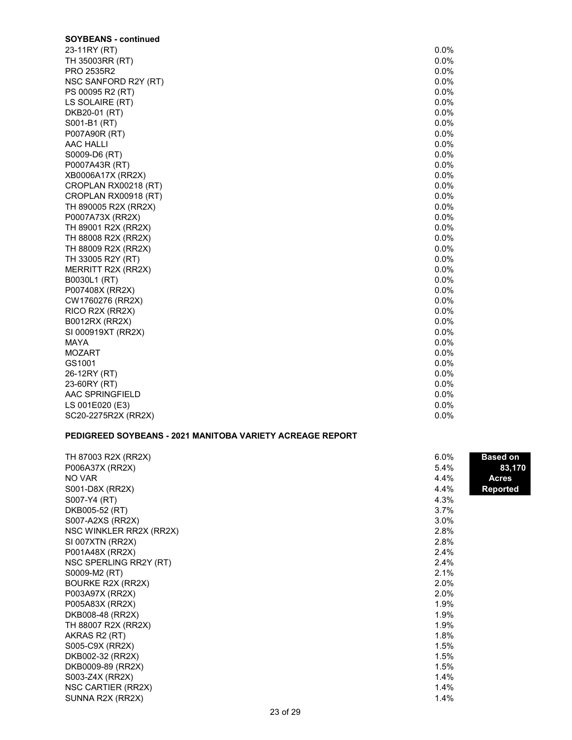**SOYBEANS - continued**

| Variety | % |
|---|---|
| 23-11RY (RT) | 0.0% |
| TH 35003RR (RT) | 0.0% |
| PRO 2535R2 | 0.0% |
| NSC SANFORD R2Y (RT) | 0.0% |
| PS 00095 R2 (RT) | 0.0% |
| LS SOLAIRE (RT) | 0.0% |
| DKB20-01 (RT) | 0.0% |
| S001-B1 (RT) | 0.0% |
| P007A90R (RT) | 0.0% |
| AAC HALLI | 0.0% |
| S0009-D6 (RT) | 0.0% |
| P0007A43R (RT) | 0.0% |
| XB0006A17X (RR2X) | 0.0% |
| CROPLAN RX00218 (RT) | 0.0% |
| CROPLAN RX00918 (RT) | 0.0% |
| TH 890005 R2X (RR2X) | 0.0% |
| P0007A73X (RR2X) | 0.0% |
| TH 89001 R2X (RR2X) | 0.0% |
| TH 88008 R2X (RR2X) | 0.0% |
| TH 88009 R2X (RR2X) | 0.0% |
| TH 33005 R2Y (RT) | 0.0% |
| MERRITT R2X (RR2X) | 0.0% |
| B0030L1 (RT) | 0.0% |
| P007408X (RR2X) | 0.0% |
| CW1760276 (RR2X) | 0.0% |
| RICO R2X (RR2X) | 0.0% |
| B0012RX (RR2X) | 0.0% |
| SI 000919XT (RR2X) | 0.0% |
| MAYA | 0.0% |
| MOZART | 0.0% |
| GS1001 | 0.0% |
| 26-12RY (RT) | 0.0% |
| 23-60RY (RT) | 0.0% |
| AAC SPRINGFIELD | 0.0% |
| LS 001E020 (E3) | 0.0% |
| SC20-2275R2X (RR2X) | 0.0% |

**PEDIGREED SOYBEANS - 2021 MANITOBA VARIETY ACREAGE REPORT**

**Based on 83,170 Acres Reported**

| Variety | % |
|---|---|
| TH 87003 R2X (RR2X) | 6.0% |
| P006A37X (RR2X) | 5.4% |
| NO VAR | 4.4% |
| S001-D8X (RR2X) | 4.4% |
| S007-Y4 (RT) | 4.3% |
| DKB005-52 (RT) | 3.7% |
| S007-A2XS (RR2X) | 3.0% |
| NSC WINKLER RR2X (RR2X) | 2.8% |
| SI 007XTN (RR2X) | 2.8% |
| P001A48X (RR2X) | 2.4% |
| NSC SPERLING RR2Y (RT) | 2.4% |
| S0009-M2 (RT) | 2.1% |
| BOURKE R2X (RR2X) | 2.0% |
| P003A97X (RR2X) | 2.0% |
| P005A83X (RR2X) | 1.9% |
| DKB008-48 (RR2X) | 1.9% |
| TH 88007 R2X (RR2X) | 1.9% |
| AKRAS R2 (RT) | 1.8% |
| S005-C9X (RR2X) | 1.5% |
| DKB002-32 (RR2X) | 1.5% |
| DKB0009-89 (RR2X) | 1.5% |
| S003-Z4X (RR2X) | 1.4% |
| NSC CARTIER (RR2X) | 1.4% |
| SUNNA R2X (RR2X) | 1.4% |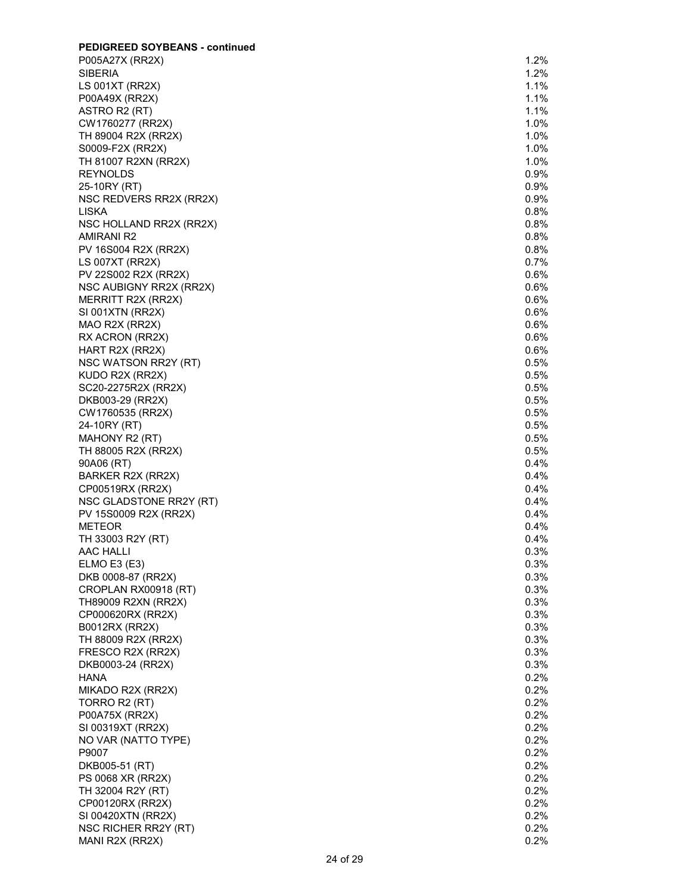**PEDIGREED SOYBEANS - continued**

| | |
|---|---|
| P005A27X (RR2X) | 1.2% |
| SIBERIA | 1.2% |
| LS 001XT (RR2X) | 1.1% |
| P00A49X (RR2X) | 1.1% |
| ASTRO R2 (RT) | 1.1% |
| CW1760277 (RR2X) | 1.0% |
| TH 89004 R2X (RR2X) | 1.0% |
| S0009-F2X (RR2X) | 1.0% |
| TH 81007 R2XN (RR2X) | 1.0% |
| REYNOLDS | 0.9% |
| 25-10RY (RT) | 0.9% |
| NSC REDVERS RR2X (RR2X) | 0.9% |
| LISKA | 0.8% |
| NSC HOLLAND RR2X (RR2X) | 0.8% |
| AMIRANI R2 | 0.8% |
| PV 16S004 R2X (RR2X) | 0.8% |
| LS 007XT (RR2X) | 0.7% |
| PV 22S002 R2X (RR2X) | 0.6% |
| NSC AUBIGNY RR2X (RR2X) | 0.6% |
| MERRITT R2X (RR2X) | 0.6% |
| SI 001XTN (RR2X) | 0.6% |
| MAO R2X (RR2X) | 0.6% |
| RX ACRON (RR2X) | 0.6% |
| HART R2X (RR2X) | 0.6% |
| NSC WATSON RR2Y (RT) | 0.5% |
| KUDO R2X (RR2X) | 0.5% |
| SC20-2275R2X (RR2X) | 0.5% |
| DKB003-29 (RR2X) | 0.5% |
| CW1760535 (RR2X) | 0.5% |
| 24-10RY (RT) | 0.5% |
| MAHONY R2 (RT) | 0.5% |
| TH 88005 R2X (RR2X) | 0.5% |
| 90A06 (RT) | 0.4% |
| BARKER R2X (RR2X) | 0.4% |
| CP00519RX (RR2X) | 0.4% |
| NSC GLADSTONE RR2Y (RT) | 0.4% |
| PV 15S0009 R2X (RR2X) | 0.4% |
| METEOR | 0.4% |
| TH 33003 R2Y (RT) | 0.4% |
| AAC HALLI | 0.3% |
| ELMO E3 (E3) | 0.3% |
| DKB 0008-87 (RR2X) | 0.3% |
| CROPLAN RX00918 (RT) | 0.3% |
| TH89009 R2XN (RR2X) | 0.3% |
| CP000620RX (RR2X) | 0.3% |
| B0012RX (RR2X) | 0.3% |
| TH 88009 R2X (RR2X) | 0.3% |
| FRESCO R2X (RR2X) | 0.3% |
| DKB0003-24 (RR2X) | 0.3% |
| HANA | 0.2% |
| MIKADO R2X (RR2X) | 0.2% |
| TORRO R2 (RT) | 0.2% |
| P00A75X (RR2X) | 0.2% |
| SI 00319XT (RR2X) | 0.2% |
| NO VAR (NATTO TYPE) | 0.2% |
| P9007 | 0.2% |
| DKB005-51 (RT) | 0.2% |
| PS 0068 XR (RR2X) | 0.2% |
| TH 32004 R2Y (RT) | 0.2% |
| CP00120RX (RR2X) | 0.2% |
| SI 00420XTN (RR2X) | 0.2% |
| NSC RICHER RR2Y (RT) | 0.2% |
| MANI R2X (RR2X) | 0.2% |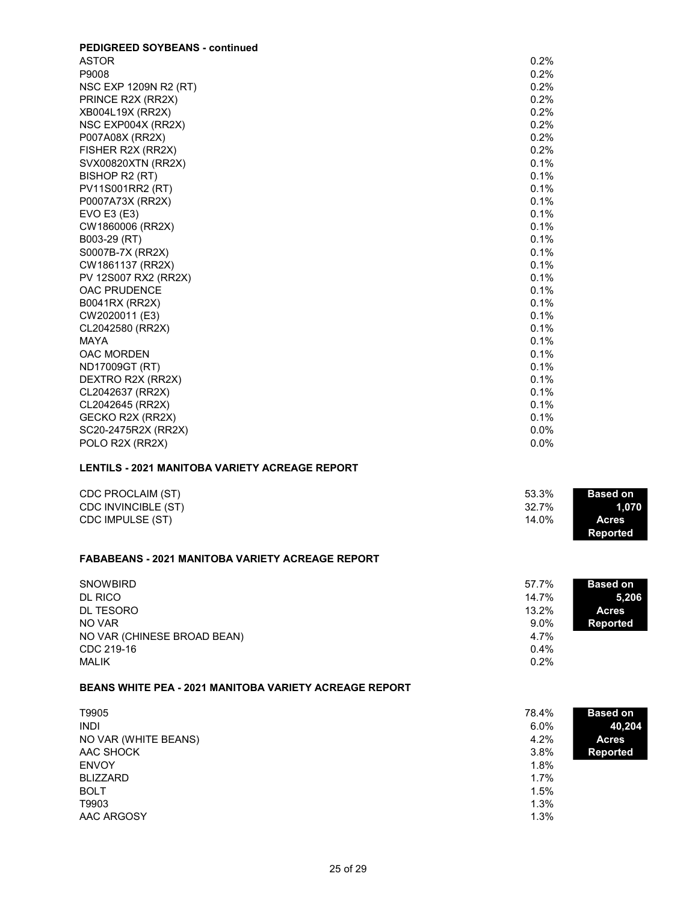**PEDIGREED SOYBEANS - continued**

| Variety | % |
|---|---|
| ASTOR | 0.2% |
| P9008 | 0.2% |
| NSC EXP 1209N R2 (RT) | 0.2% |
| PRINCE R2X (RR2X) | 0.2% |
| XB004L19X (RR2X) | 0.2% |
| NSC EXP004X (RR2X) | 0.2% |
| P007A08X (RR2X) | 0.2% |
| FISHER R2X (RR2X) | 0.2% |
| SVX00820XTN (RR2X) | 0.1% |
| BISHOP R2 (RT) | 0.1% |
| PV11S001RR2 (RT) | 0.1% |
| P0007A73X (RR2X) | 0.1% |
| EVO E3 (E3) | 0.1% |
| CW1860006 (RR2X) | 0.1% |
| B003-29 (RT) | 0.1% |
| S0007B-7X (RR2X) | 0.1% |
| CW1861137 (RR2X) | 0.1% |
| PV 12S007 RX2 (RR2X) | 0.1% |
| OAC PRUDENCE | 0.1% |
| B0041RX (RR2X) | 0.1% |
| CW2020011 (E3) | 0.1% |
| CL2042580 (RR2X) | 0.1% |
| MAYA | 0.1% |
| OAC MORDEN | 0.1% |
| ND17009GT (RT) | 0.1% |
| DEXTRO R2X (RR2X) | 0.1% |
| CL2042637 (RR2X) | 0.1% |
| CL2042645 (RR2X) | 0.1% |
| GECKO R2X (RR2X) | 0.1% |
| SC20-2475R2X (RR2X) | 0.0% |
| POLO R2X (RR2X) | 0.0% |

**LENTILS - 2021 MANITOBA VARIETY ACREAGE REPORT**

**Based on 1,070 Acres Reported**

| Variety | % |
|---|---|
| CDC PROCLAIM (ST) | 53.3% |
| CDC INVINCIBLE (ST) | 32.7% |
| CDC IMPULSE (ST) | 14.0% |

**FABABEANS - 2021 MANITOBA VARIETY ACREAGE REPORT**

**Based on 5,206 Acres Reported**

| Variety | % |
|---|---|
| SNOWBIRD | 57.7% |
| DL RICO | 14.7% |
| DL TESORO | 13.2% |
| NO VAR | 9.0% |
| NO VAR (CHINESE BROAD BEAN) | 4.7% |
| CDC 219-16 | 0.4% |
| MALIK | 0.2% |

**BEANS WHITE PEA - 2021 MANITOBA VARIETY ACREAGE REPORT**

**Based on 40,204 Acres Reported**

| Variety | % |
|---|---|
| T9905 | 78.4% |
| INDI | 6.0% |
| NO VAR (WHITE BEANS) | 4.2% |
| AAC SHOCK | 3.8% |
| ENVOY | 1.8% |
| BLIZZARD | 1.7% |
| BOLT | 1.5% |
| T9903 | 1.3% |
| AAC ARGOSY | 1.3% |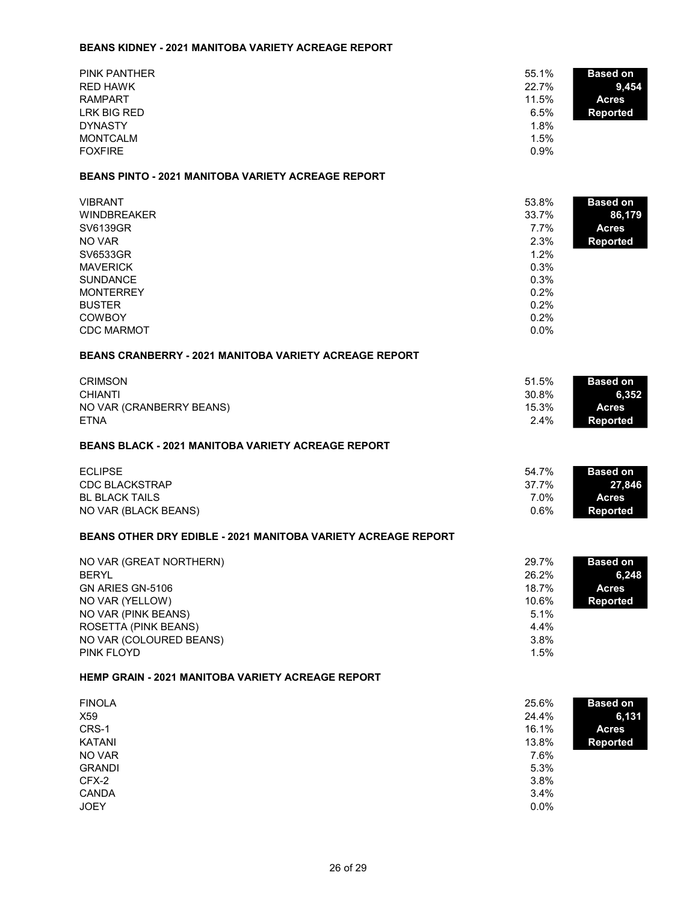## BEANS KIDNEY - 2021 MANITOBA VARIETY ACREAGE REPORT

| Variety | Percent |
|---|---|
| PINK PANTHER | 55.1% |
| RED HAWK | 22.7% |
| RAMPART | 11.5% |
| LRK BIG RED | 6.5% |
| DYNASTY | 1.8% |
| MONTCALM | 1.5% |
| FOXFIRE | 0.9% |

**Based on 9,454 Acres Reported**

## BEANS PINTO - 2021 MANITOBA VARIETY ACREAGE REPORT

| Variety | Percent |
|---|---|
| VIBRANT | 53.8% |
| WINDBREAKER | 33.7% |
| SV6139GR | 7.7% |
| NO VAR | 2.3% |
| SV6533GR | 1.2% |
| MAVERICK | 0.3% |
| SUNDANCE | 0.3% |
| MONTERREY | 0.2% |
| BUSTER | 0.2% |
| COWBOY | 0.2% |
| CDC MARMOT | 0.0% |

**Based on 86,179 Acres Reported**

## BEANS CRANBERRY - 2021 MANITOBA VARIETY ACREAGE REPORT

| Variety | Percent |
|---|---|
| CRIMSON | 51.5% |
| CHIANTI | 30.8% |
| NO VAR (CRANBERRY BEANS) | 15.3% |
| ETNA | 2.4% |

**Based on 6,352 Acres Reported**

## BEANS BLACK - 2021 MANITOBA VARIETY ACREAGE REPORT

| Variety | Percent |
|---|---|
| ECLIPSE | 54.7% |
| CDC BLACKSTRAP | 37.7% |
| BL BLACK TAILS | 7.0% |
| NO VAR (BLACK BEANS) | 0.6% |

**Based on 27,846 Acres Reported**

## BEANS OTHER DRY EDIBLE - 2021 MANITOBA VARIETY ACREAGE REPORT

| Variety | Percent |
|---|---|
| NO VAR (GREAT NORTHERN) | 29.7% |
| BERYL | 26.2% |
| GN ARIES GN-5106 | 18.7% |
| NO VAR (YELLOW) | 10.6% |
| NO VAR (PINK BEANS) | 5.1% |
| ROSETTA (PINK BEANS) | 4.4% |
| NO VAR (COLOURED BEANS) | 3.8% |
| PINK FLOYD | 1.5% |

**Based on 6,248 Acres Reported**

## HEMP GRAIN - 2021 MANITOBA VARIETY ACREAGE REPORT

| Variety | Percent |
|---|---|
| FINOLA | 25.6% |
| X59 | 24.4% |
| CRS-1 | 16.1% |
| KATANI | 13.8% |
| NO VAR | 7.6% |
| GRANDI | 5.3% |
| CFX-2 | 3.8% |
| CANDA | 3.4% |
| JOEY | 0.0% |

**Based on 6,131 Acres Reported**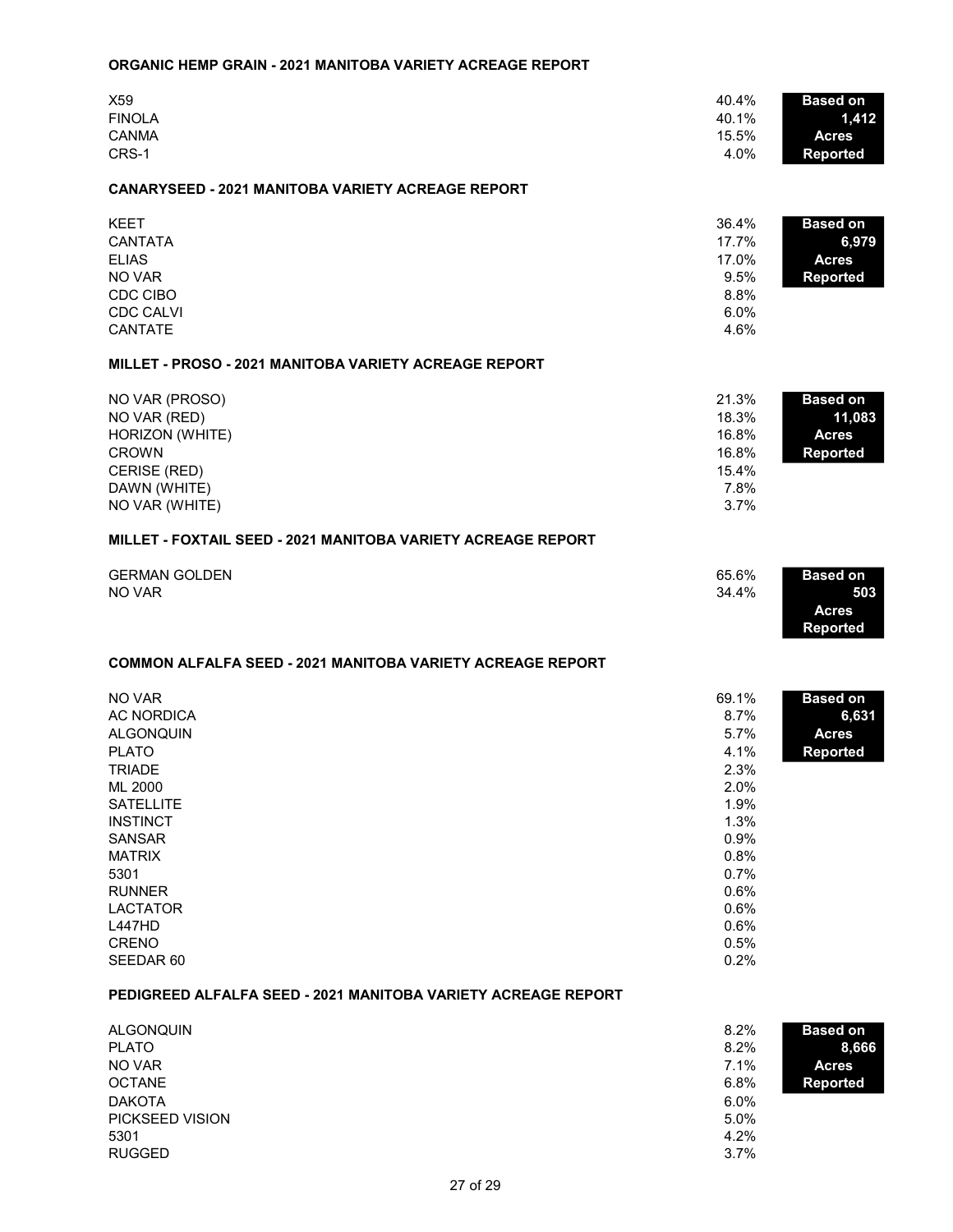## ORGANIC HEMP GRAIN - 2021 MANITOBA VARIETY ACREAGE REPORT

| Variety | % | |
|---|---|---|
| X59 | 40.4% | **Based on** |
| FINOLA | 40.1% | **1,412** |
| CANMA | 15.5% | **Acres** |
| CRS-1 | 4.0% | **Reported** |

## CANARYSEED - 2021 MANITOBA VARIETY ACREAGE REPORT

| Variety | % | |
|---|---|---|
| KEET | 36.4% | **Based on** |
| CANTATA | 17.7% | **6,979** |
| ELIAS | 17.0% | **Acres** |
| NO VAR | 9.5% | **Reported** |
| CDC CIBO | 8.8% | |
| CDC CALVI | 6.0% | |
| CANTATE | 4.6% | |

## MILLET - PROSO - 2021 MANITOBA VARIETY ACREAGE REPORT

| Variety | % | |
|---|---|---|
| NO VAR (PROSO) | 21.3% | **Based on** |
| NO VAR (RED) | 18.3% | **11,083** |
| HORIZON (WHITE) | 16.8% | **Acres** |
| CROWN | 16.8% | **Reported** |
| CERISE (RED) | 15.4% | |
| DAWN (WHITE) | 7.8% | |
| NO VAR (WHITE) | 3.7% | |

## MILLET - FOXTAIL SEED - 2021 MANITOBA VARIETY ACREAGE REPORT

| Variety | % | |
|---|---|---|
| GERMAN GOLDEN | 65.6% | **Based on** |
| NO VAR | 34.4% | **503** |
| | | **Acres** |
| | | **Reported** |

## COMMON ALFALFA SEED - 2021 MANITOBA VARIETY ACREAGE REPORT

| Variety | % | |
|---|---|---|
| NO VAR | 69.1% | **Based on** |
| AC NORDICA | 8.7% | **6,631** |
| ALGONQUIN | 5.7% | **Acres** |
| PLATO | 4.1% | **Reported** |
| TRIADE | 2.3% | |
| ML 2000 | 2.0% | |
| SATELLITE | 1.9% | |
| INSTINCT | 1.3% | |
| SANSAR | 0.9% | |
| MATRIX | 0.8% | |
| 5301 | 0.7% | |
| RUNNER | 0.6% | |
| LACTATOR | 0.6% | |
| L447HD | 0.6% | |
| CRENO | 0.5% | |
| SEEDAR 60 | 0.2% | |

## PEDIGREED ALFALFA SEED - 2021 MANITOBA VARIETY ACREAGE REPORT

| Variety | % | |
|---|---|---|
| ALGONQUIN | 8.2% | **Based on** |
| PLATO | 8.2% | **8,666** |
| NO VAR | 7.1% | **Acres** |
| OCTANE | 6.8% | **Reported** |
| DAKOTA | 6.0% | |
| PICKSEED VISION | 5.0% | |
| 5301 | 4.2% | |
| RUGGED | 3.7% | |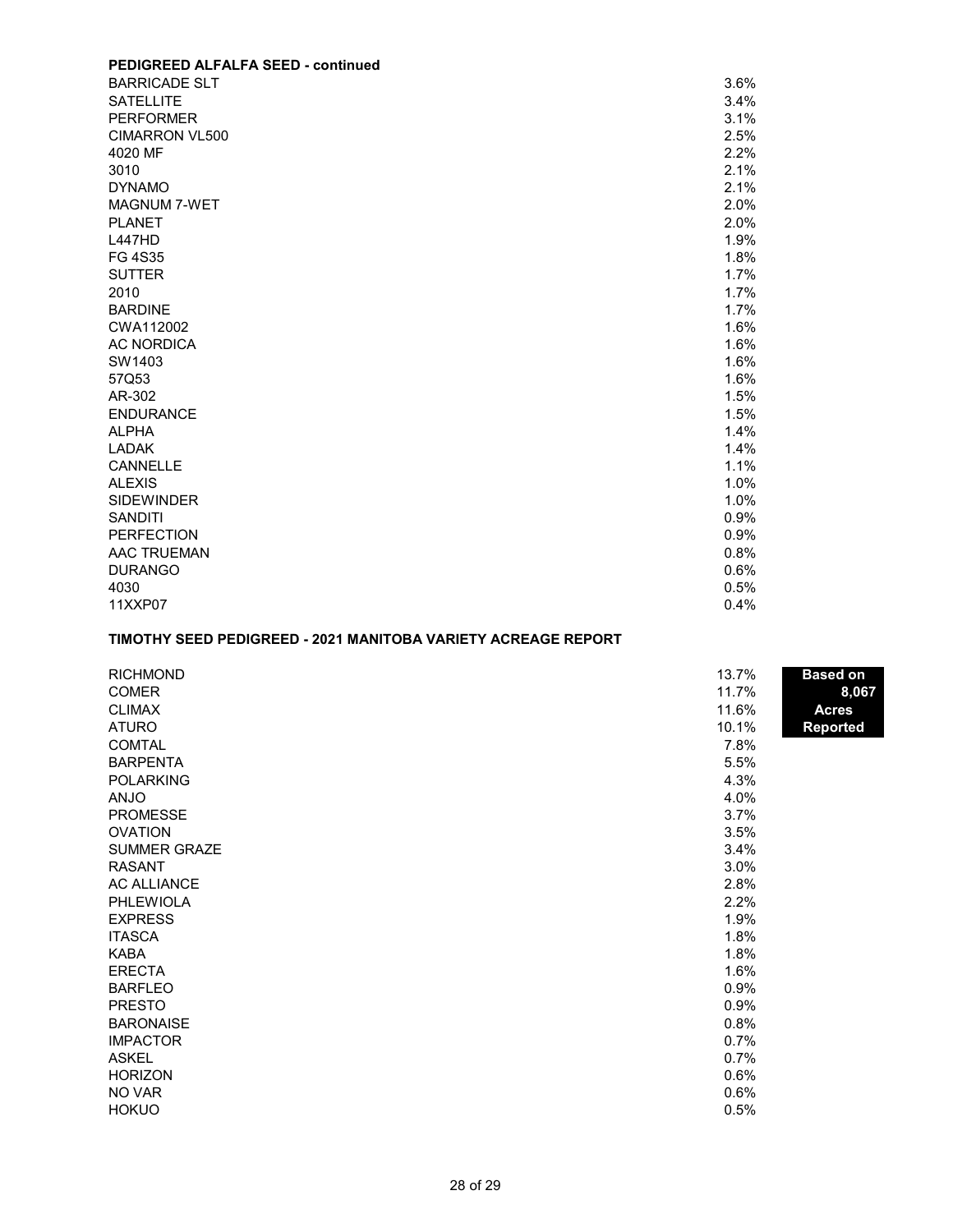**PEDIGREED ALFALFA SEED - continued**

| Variety | % |
|---|---|
| BARRICADE SLT | 3.6% |
| SATELLITE | 3.4% |
| PERFORMER | 3.1% |
| CIMARRON VL500 | 2.5% |
| 4020 MF | 2.2% |
| 3010 | 2.1% |
| DYNAMO | 2.1% |
| MAGNUM 7-WET | 2.0% |
| PLANET | 2.0% |
| L447HD | 1.9% |
| FG 4S35 | 1.8% |
| SUTTER | 1.7% |
| 2010 | 1.7% |
| BARDINE | 1.7% |
| CWA112002 | 1.6% |
| AC NORDICA | 1.6% |
| SW1403 | 1.6% |
| 57Q53 | 1.6% |
| AR-302 | 1.5% |
| ENDURANCE | 1.5% |
| ALPHA | 1.4% |
| LADAK | 1.4% |
| CANNELLE | 1.1% |
| ALEXIS | 1.0% |
| SIDEWINDER | 1.0% |
| SANDITI | 0.9% |
| PERFECTION | 0.9% |
| AAC TRUEMAN | 0.8% |
| DURANGO | 0.6% |
| 4030 | 0.5% |
| 11XXP07 | 0.4% |

**TIMOTHY SEED PEDIGREED - 2021 MANITOBA VARIETY ACREAGE REPORT**

**Based on 8,067 Acres Reported**

| Variety | % |
|---|---|
| RICHMOND | 13.7% |
| COMER | 11.7% |
| CLIMAX | 11.6% |
| ATURO | 10.1% |
| COMTAL | 7.8% |
| BARPENTA | 5.5% |
| POLARKING | 4.3% |
| ANJO | 4.0% |
| PROMESSE | 3.7% |
| OVATION | 3.5% |
| SUMMER GRAZE | 3.4% |
| RASANT | 3.0% |
| AC ALLIANCE | 2.8% |
| PHLEWIOLA | 2.2% |
| EXPRESS | 1.9% |
| ITASCA | 1.8% |
| KABA | 1.8% |
| ERECTA | 1.6% |
| BARFLEO | 0.9% |
| PRESTO | 0.9% |
| BARONAISE | 0.8% |
| IMPACTOR | 0.7% |
| ASKEL | 0.7% |
| HORIZON | 0.6% |
| NO VAR | 0.6% |
| HOKUO | 0.5% |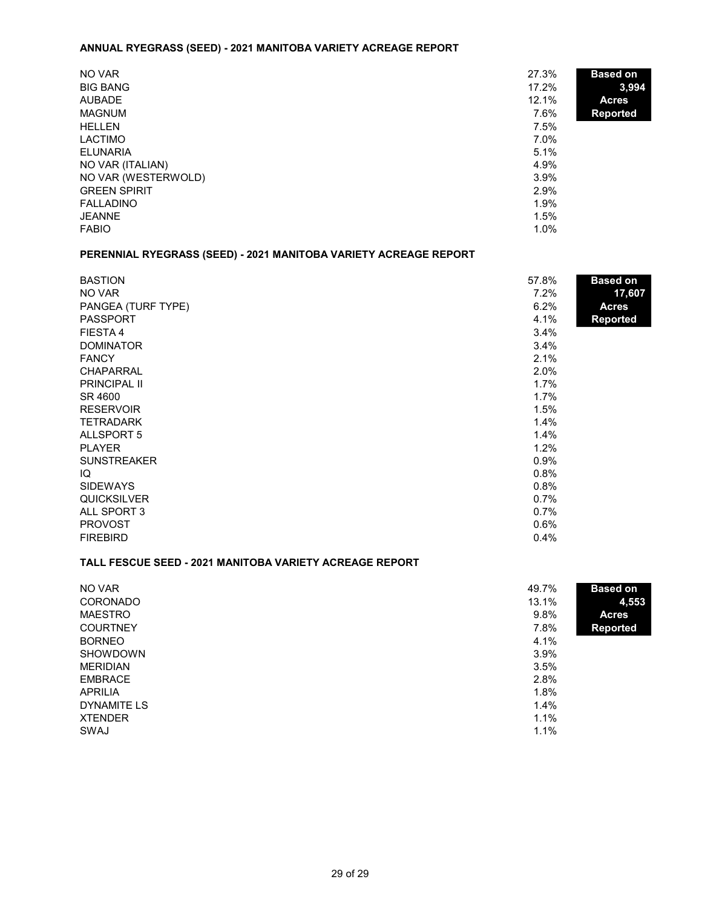**ANNUAL RYEGRASS (SEED) - 2021 MANITOBA VARIETY ACREAGE REPORT**

| | | |
|---|---|---|
| NO VAR | 27.3% | **Based on 3,994 Acres Reported** |
| BIG BANG | 17.2% | |
| AUBADE | 12.1% | |
| MAGNUM | 7.6% | |
| HELLEN | 7.5% | |
| LACTIMO | 7.0% | |
| ELUNARIA | 5.1% | |
| NO VAR (ITALIAN) | 4.9% | |
| NO VAR (WESTERWOLD) | 3.9% | |
| GREEN SPIRIT | 2.9% | |
| FALLADINO | 1.9% | |
| JEANNE | 1.5% | |
| FABIO | 1.0% | |

**PERENNIAL RYEGRASS (SEED) - 2021 MANITOBA VARIETY ACREAGE REPORT**

| | | |
|---|---|---|
| BASTION | 57.8% | **Based on 17,607 Acres Reported** |
| NO VAR | 7.2% | |
| PANGEA (TURF TYPE) | 6.2% | |
| PASSPORT | 4.1% | |
| FIESTA 4 | 3.4% | |
| DOMINATOR | 3.4% | |
| FANCY | 2.1% | |
| CHAPARRAL | 2.0% | |
| PRINCIPAL II | 1.7% | |
| SR 4600 | 1.7% | |
| RESERVOIR | 1.5% | |
| TETRADARK | 1.4% | |
| ALLSPORT 5 | 1.4% | |
| PLAYER | 1.2% | |
| SUNSTREAKER | 0.9% | |
| IQ | 0.8% | |
| SIDEWAYS | 0.8% | |
| QUICKSILVER | 0.7% | |
| ALL SPORT 3 | 0.7% | |
| PROVOST | 0.6% | |
| FIREBIRD | 0.4% | |

**TALL FESCUE SEED - 2021 MANITOBA VARIETY ACREAGE REPORT**

| | | |
|---|---|---|
| NO VAR | 49.7% | **Based on 4,553 Acres Reported** |
| CORONADO | 13.1% | |
| MAESTRO | 9.8% | |
| COURTNEY | 7.8% | |
| BORNEO | 4.1% | |
| SHOWDOWN | 3.9% | |
| MERIDIAN | 3.5% | |
| EMBRACE | 2.8% | |
| APRILIA | 1.8% | |
| DYNAMITE LS | 1.4% | |
| XTENDER | 1.1% | |
| SWAJ | 1.1% | |